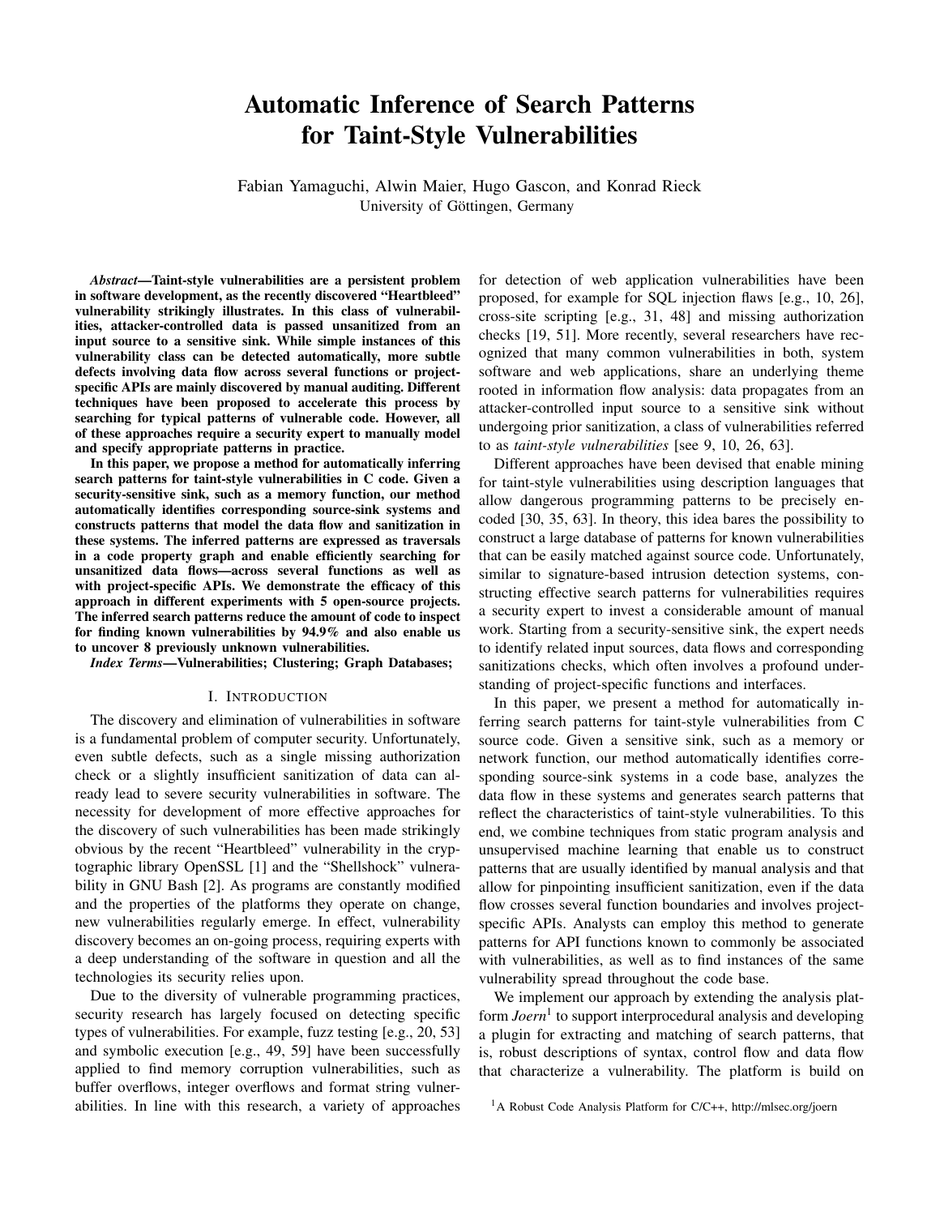# Automatic Inference of Search Patterns for Taint-Style Vulnerabilities

Fabian Yamaguchi, Alwin Maier, Hugo Gascon, and Konrad Rieck
University of Göttingen, Germany

***Abstract*—Taint-style vulnerabilities are a persistent problem in software development, as the recently discovered "Heartbleed" vulnerability strikingly illustrates. In this class of vulnerabilities, attacker-controlled data is passed unsanitized from an input source to a sensitive sink. While simple instances of this vulnerability class can be detected automatically, more subtle defects involving data flow across several functions or project-specific APIs are mainly discovered by manual auditing. Different techniques have been proposed to accelerate this process by searching for typical patterns of vulnerable code. However, all of these approaches require a security expert to manually model and specify appropriate patterns in practice.**

**In this paper, we propose a method for automatically inferring search patterns for taint-style vulnerabilities in C code. Given a security-sensitive sink, such as a memory function, our method automatically identifies corresponding source-sink systems and constructs patterns that model the data flow and sanitization in these systems. The inferred patterns are expressed as traversals in a code property graph and enable efficiently searching for unsanitized data flows—across several functions as well as with project-specific APIs. We demonstrate the efficacy of this approach in different experiments with 5 open-source projects. The inferred search patterns reduce the amount of code to inspect for finding known vulnerabilities by 94.9% and also enable us to uncover 8 previously unknown vulnerabilities.**

***Index Terms*—Vulnerabilities; Clustering; Graph Databases;**

## I. Introduction

The discovery and elimination of vulnerabilities in software is a fundamental problem of computer security. Unfortunately, even subtle defects, such as a single missing authorization check or a slightly insufficient sanitization of data can already lead to severe security vulnerabilities in software. The necessity for development of more effective approaches for the discovery of such vulnerabilities has been made strikingly obvious by the recent "Heartbleed" vulnerability in the cryptographic library OpenSSL [1] and the "Shellshock" vulnerability in GNU Bash [2]. As programs are constantly modified and the properties of the platforms they operate on change, new vulnerabilities regularly emerge. In effect, vulnerability discovery becomes an on-going process, requiring experts with a deep understanding of the software in question and all the technologies its security relies upon.

Due to the diversity of vulnerable programming practices, security research has largely focused on detecting specific types of vulnerabilities. For example, fuzz testing [e.g., 20, 53] and symbolic execution [e.g., 49, 59] have been successfully applied to find memory corruption vulnerabilities, such as buffer overflows, integer overflows and format string vulnerabilities. In line with this research, a variety of approaches for detection of web application vulnerabilities have been proposed, for example for SQL injection flaws [e.g., 10, 26], cross-site scripting [e.g., 31, 48] and missing authorization checks [19, 51]. More recently, several researchers have recognized that many common vulnerabilities in both, system software and web applications, share an underlying theme rooted in information flow analysis: data propagates from an attacker-controlled input source to a sensitive sink without undergoing prior sanitization, a class of vulnerabilities referred to as *taint-style vulnerabilities* [see 9, 10, 26, 63].

Different approaches have been devised that enable mining for taint-style vulnerabilities using description languages that allow dangerous programming patterns to be precisely encoded [30, 35, 63]. In theory, this idea bares the possibility to construct a large database of patterns for known vulnerabilities that can be easily matched against source code. Unfortunately, similar to signature-based intrusion detection systems, constructing effective search patterns for vulnerabilities requires a security expert to invest a considerable amount of manual work. Starting from a security-sensitive sink, the expert needs to identify related input sources, data flows and corresponding sanitizations checks, which often involves a profound understanding of project-specific functions and interfaces.

In this paper, we present a method for automatically inferring search patterns for taint-style vulnerabilities from C source code. Given a sensitive sink, such as a memory or network function, our method automatically identifies corresponding source-sink systems in a code base, analyzes the data flow in these systems and generates search patterns that reflect the characteristics of taint-style vulnerabilities. To this end, we combine techniques from static program analysis and unsupervised machine learning that enable us to construct patterns that are usually identified by manual analysis and that allow for pinpointing insufficient sanitization, even if the data flow crosses several function boundaries and involves project-specific APIs. Analysts can employ this method to generate patterns for API functions known to commonly be associated with vulnerabilities, as well as to find instances of the same vulnerability spread throughout the code base.

We implement our approach by extending the analysis platform *Joern*[1] to support interprocedural analysis and developing a plugin for extracting and matching of search patterns, that is, robust descriptions of syntax, control flow and data flow that characterize a vulnerability. The platform is build on

[1] A Robust Code Analysis Platform for C/C++, http://mlsec.org/joern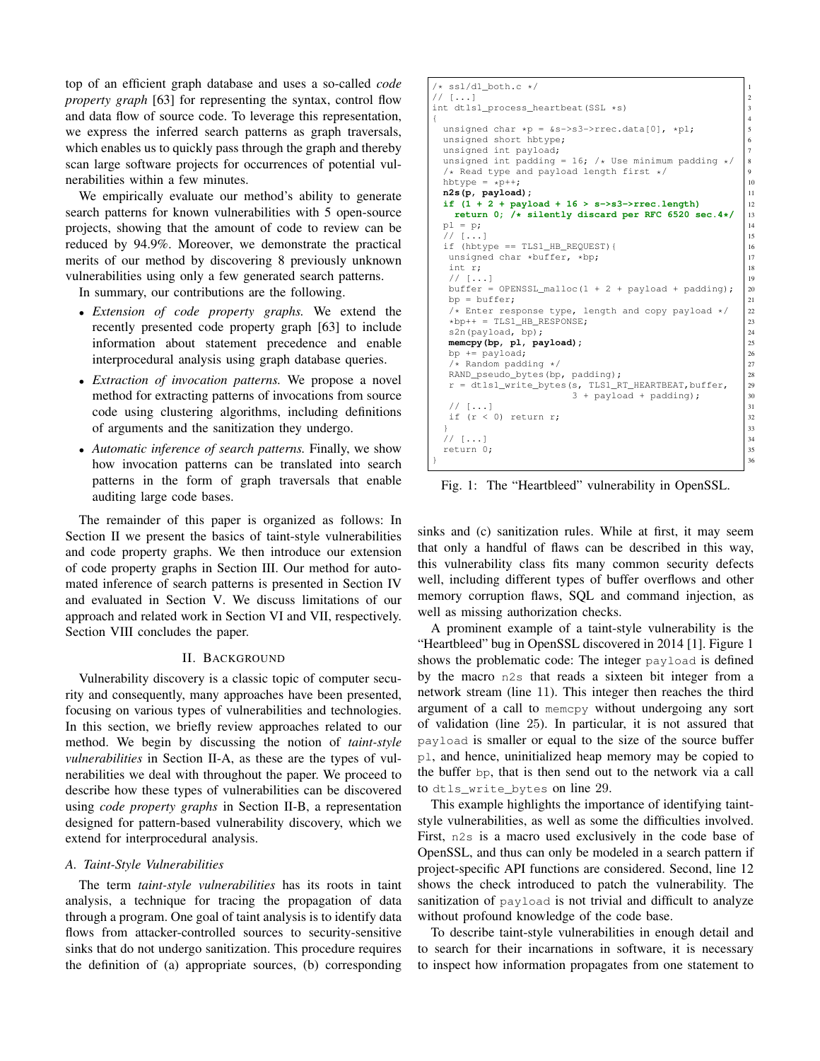top of an efficient graph database and uses a so-called *code property graph* [63] for representing the syntax, control flow and data flow of source code. To leverage this representation, we express the inferred search patterns as graph traversals, which enables us to quickly pass through the graph and thereby scan large software projects for occurrences of potential vulnerabilities within a few minutes.

We empirically evaluate our method's ability to generate search patterns for known vulnerabilities with 5 open-source projects, showing that the amount of code to review can be reduced by 94.9%. Moreover, we demonstrate the practical merits of our method by discovering 8 previously unknown vulnerabilities using only a few generated search patterns.

In summary, our contributions are the following.

- *Extension of code property graphs.* We extend the recently presented code property graph [63] to include information about statement precedence and enable interprocedural analysis using graph database queries.
- *Extraction of invocation patterns.* We propose a novel method for extracting patterns of invocations from source code using clustering algorithms, including definitions of arguments and the sanitization they undergo.
- *Automatic inference of search patterns.* Finally, we show how invocation patterns can be translated into search patterns in the form of graph traversals that enable auditing large code bases.

The remainder of this paper is organized as follows: In Section II we present the basics of taint-style vulnerabilities and code property graphs. We then introduce our extension of code property graphs in Section III. Our method for automated inference of search patterns is presented in Section IV and evaluated in Section V. We discuss limitations of our approach and related work in Section VI and VII, respectively. Section VIII concludes the paper.

## II. Background

Vulnerability discovery is a classic topic of computer security and consequently, many approaches have been presented, focusing on various types of vulnerabilities and technologies. In this section, we briefly review approaches related to our method. We begin by discussing the notion of *taint-style vulnerabilities* in Section II-A, as these are the types of vulnerabilities we deal with throughout the paper. We proceed to describe how these types of vulnerabilities can be discovered using *code property graphs* in Section II-B, a representation designed for pattern-based vulnerability discovery, which we extend for interprocedural analysis.

### A. Taint-Style Vulnerabilities

The term *taint-style vulnerabilities* has its roots in taint analysis, a technique for tracing the propagation of data through a program. One goal of taint analysis is to identify data flows from attacker-controlled sources to security-sensitive sinks that do not undergo sanitization. This procedure requires the definition of (a) appropriate sources, (b) corresponding sinks and (c) sanitization rules. While at first, it may seem that only a handful of flaws can be described in this way, this vulnerability class fits many common security defects well, including different types of buffer overflows and other memory corruption flaws, SQL and command injection, as well as missing authorization checks.

```
/* ssl/d1_both.c */                                                    1
// [...]                                                               2
int dtls1_process_heartbeat(SSL *s)                                    3
{                                                                      4
  unsigned char *p = &s->s3->rrec.data[0], *pl;                        5
  unsigned short hbtype;                                               6
  unsigned int payload;                                                7
  unsigned int padding = 16; /* Use minimum padding */                 8
  /* Read type and payload length first */                             9
  hbtype = *p++;                                                       10
  n2s(p, payload);                                                     11
  if (1 + 2 + payload + 16 > s->s3->rrec.length)                       12
    return 0; /* silently discard per RFC 6520 sec.4*/                 13
  pl = p;                                                              14
  // [...]                                                             15
  if (hbtype == TLS1_HB_REQUEST){                                      16
   unsigned char *buffer, *bp;                                         17
   int r;                                                              18
   // [...]                                                            19
   buffer = OPENSSL_malloc(1 + 2 + payload + padding);                 20
   bp = buffer;                                                        21
   /* Enter response type, length and copy payload */                  22
   *bp++ = TLS1_HB_RESPONSE;                                           23
   s2n(payload, bp);                                                   24
   memcpy(bp, pl, payload);                                            25
   bp += payload;                                                      26
   /* Random padding */                                                27
   RAND_pseudo_bytes(bp, padding);                                     28
   r = dtls1_write_bytes(s, TLS1_RT_HEARTBEAT,buffer,                  29
                         3 + payload + padding);                       30
   // [...]                                                            31
   if (r < 0) return r;                                                32
  }                                                                    33
  // [...]                                                             34
  return 0;                                                            35
}                                                                      36
```

Fig. 1: The "Heartbleed" vulnerability in OpenSSL.

A prominent example of a taint-style vulnerability is the "Heartbleed" bug in OpenSSL discovered in 2014 [1]. Figure 1 shows the problematic code: The integer `payload` is defined by the macro `n2s` that reads a sixteen bit integer from a network stream (line 11). This integer then reaches the third argument of a call to `memcpy` without undergoing any sort of validation (line 25). In particular, it is not assured that `payload` is smaller or equal to the size of the source buffer `pl`, and hence, uninitialized heap memory may be copied to the buffer `bp`, that is then send out to the network via a call to `dtls_write_bytes` on line 29.

This example highlights the importance of identifying taint-style vulnerabilities, as well as some the difficulties involved. First, `n2s` is a macro used exclusively in the code base of OpenSSL, and thus can only be modeled in a search pattern if project-specific API functions are considered. Second, line 12 shows the check introduced to patch the vulnerability. The sanitization of `payload` is not trivial and difficult to analyze without profound knowledge of the code base.

To describe taint-style vulnerabilities in enough detail and to search for their incarnations in software, it is necessary to inspect how information propagates from one statement to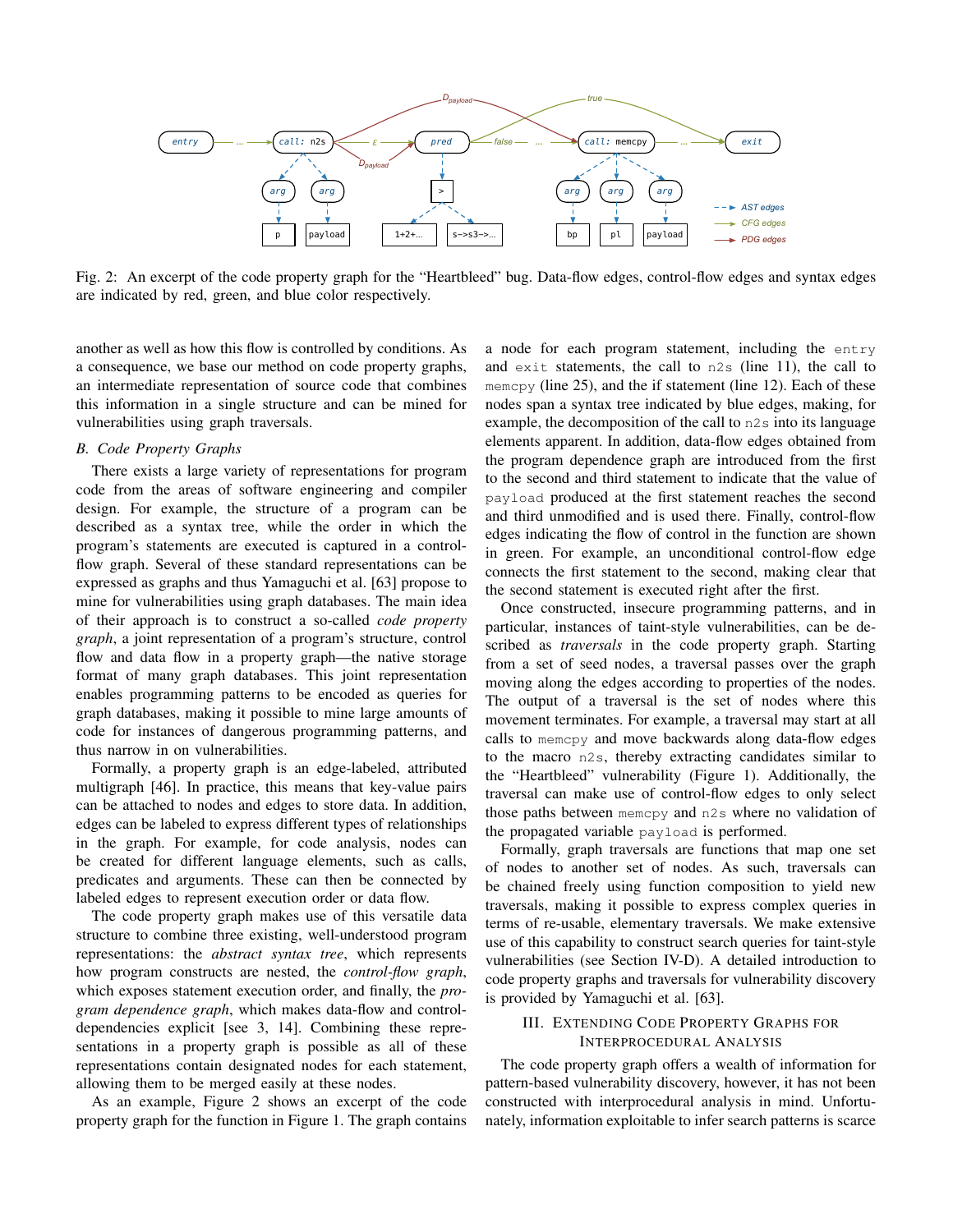Fig. 2: An excerpt of the code property graph for the "Heartbleed" bug. Data-flow edges, control-flow edges and syntax edges are indicated by red, green, and blue color respectively.

another as well as how this flow is controlled by conditions. As a consequence, we base our method on code property graphs, an intermediate representation of source code that combines this information in a single structure and can be mined for vulnerabilities using graph traversals.

### B. Code Property Graphs

There exists a large variety of representations for program code from the areas of software engineering and compiler design. For example, the structure of a program can be described as a syntax tree, while the order in which the program's statements are executed is captured in a control-flow graph. Several of these standard representations can be expressed as graphs and thus Yamaguchi et al. [63] propose to mine for vulnerabilities using graph databases. The main idea of their approach is to construct a so-called *code property graph*, a joint representation of a program's structure, control flow and data flow in a property graph—the native storage format of many graph databases. This joint representation enables programming patterns to be encoded as queries for graph databases, making it possible to mine large amounts of code for instances of dangerous programming patterns, and thus narrow in on vulnerabilities.

Formally, a property graph is an edge-labeled, attributed multigraph [46]. In practice, this means that key-value pairs can be attached to nodes and edges to store data. In addition, edges can be labeled to express different types of relationships in the graph. For example, for code analysis, nodes can be created for different language elements, such as calls, predicates and arguments. These can then be connected by labeled edges to represent execution order or data flow.

The code property graph makes use of this versatile data structure to combine three existing, well-understood program representations: the *abstract syntax tree*, which represents how program constructs are nested, the *control-flow graph*, which exposes statement execution order, and finally, the *program dependence graph*, which makes data-flow and control-dependencies explicit [see 3, 14]. Combining these representations in a property graph is possible as all of these representations contain designated nodes for each statement, allowing them to be merged easily at these nodes.

As an example, Figure 2 shows an excerpt of the code property graph for the function in Figure 1. The graph contains a node for each program statement, including the `entry` and `exit` statements, the call to `n2s` (line 11), the call to `memcpy` (line 25), and the if statement (line 12). Each of these nodes span a syntax tree indicated by blue edges, making, for example, the decomposition of the call to `n2s` into its language elements apparent. In addition, data-flow edges obtained from the program dependence graph are introduced from the first to the second and third statement to indicate that the value of `payload` produced at the first statement reaches the second and third unmodified and is used there. Finally, control-flow edges indicating the flow of control in the function are shown in green. For example, an unconditional control-flow edge connects the first statement to the second, making clear that the second statement is executed right after the first.

Once constructed, insecure programming patterns, and in particular, instances of taint-style vulnerabilities, can be described as *traversals* in the code property graph. Starting from a set of seed nodes, a traversal passes over the graph moving along the edges according to properties of the nodes. The output of a traversal is the set of nodes where this movement terminates. For example, a traversal may start at all calls to `memcpy` and move backwards along data-flow edges to the macro `n2s`, thereby extracting candidates similar to the "Heartbleed" vulnerability (Figure 1). Additionally, the traversal can make use of control-flow edges to only select those paths between `memcpy` and `n2s` where no validation of the propagated variable `payload` is performed.

Formally, graph traversals are functions that map one set of nodes to another set of nodes. As such, traversals can be chained freely using function composition to yield new traversals, making it possible to express complex queries in terms of re-usable, elementary traversals. We make extensive use of this capability to construct search queries for taint-style vulnerabilities (see Section IV-D). A detailed introduction to code property graphs and traversals for vulnerability discovery is provided by Yamaguchi et al. [63].

## III. Extending Code Property Graphs for Interprocedural Analysis

The code property graph offers a wealth of information for pattern-based vulnerability discovery, however, it has not been constructed with interprocedural analysis in mind. Unfortunately, information exploitable to infer search patterns is scarce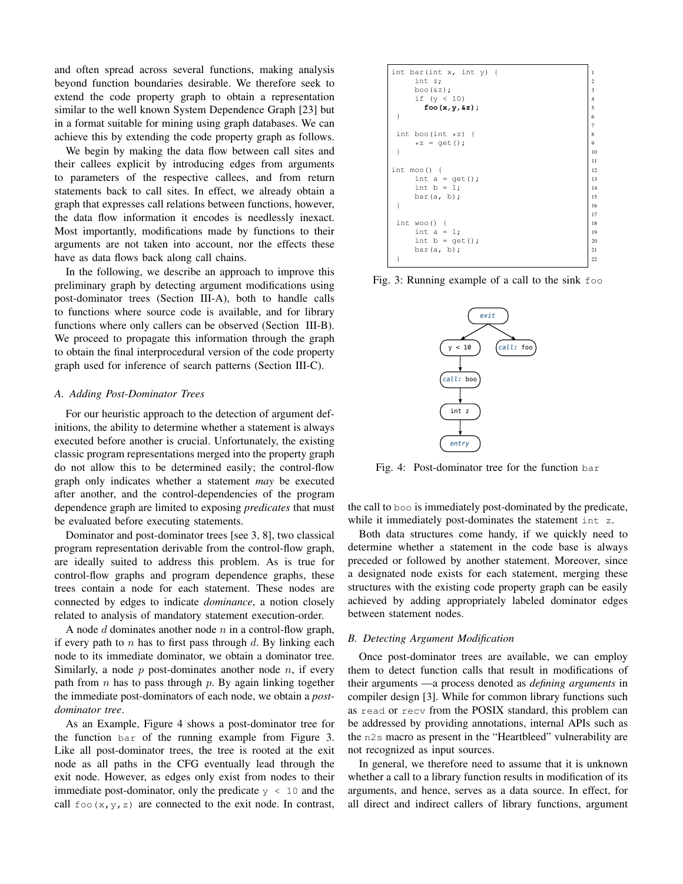and often spread across several functions, making analysis beyond function boundaries desirable. We therefore seek to extend the code property graph to obtain a representation similar to the well known System Dependence Graph [23] but in a format suitable for mining using graph databases. We can achieve this by extending the code property graph as follows.

We begin by making the data flow between call sites and their callees explicit by introducing edges from arguments to parameters of the respective callees, and from return statements back to call sites. In effect, we already obtain a graph that expresses call relations between functions, however, the data flow information it encodes is needlessly inexact. Most importantly, modifications made by functions to their arguments are not taken into account, nor the effects these have as data flows back along call chains.

In the following, we describe an approach to improve this preliminary graph by detecting argument modifications using post-dominator trees (Section III-A), both to handle calls to functions where source code is available, and for library functions where only callers can be observed (Section III-B). We proceed to propagate this information through the graph to obtain the final interprocedural version of the code property graph used for inference of search patterns (Section III-C).

### A. Adding Post-Dominator Trees

For our heuristic approach to the detection of argument definitions, the ability to determine whether a statement is always executed before another is crucial. Unfortunately, the existing classic program representations merged into the property graph do not allow this to be determined easily; the control-flow graph only indicates whether a statement *may* be executed after another, and the control-dependencies of the program dependence graph are limited to exposing *predicates* that must be evaluated before executing statements.

Dominator and post-dominator trees [see 3, 8], two classical program representation derivable from the control-flow graph, are ideally suited to address this problem. As is true for control-flow graphs and program dependence graphs, these trees contain a node for each statement. These nodes are connected by edges to indicate *dominance*, a notion closely related to analysis of mandatory statement execution-order.

A node $d$ dominates another node $n$ in a control-flow graph, if every path to $n$ has to first pass through $d$. By linking each node to its immediate dominator, we obtain a dominator tree. Similarly, a node $p$ post-dominates another node $n$, if every path from $n$ has to pass through $p$. By again linking together the immediate post-dominators of each node, we obtain a *post-dominator tree*.

As an Example, Figure 4 shows a post-dominator tree for the function `bar` of the running example from Figure 3. Like all post-dominator trees, the tree is rooted at the exit node as all paths in the CFG eventually lead through the exit node. However, as edges only exist from nodes to their immediate post-dominator, only the predicate `y < 10` and the call `foo(x,y,z)` are connected to the exit node. In contrast, the call to `boo` is immediately post-dominated by the predicate, while it immediately post-dominates the statement `int z`.

```
int bar(int x, int y) {          1
    int z;                       2
    boo(&z);                     3
    if (y < 10)                  4
      foo(x,y,&z);               5
}                                6
                                 7
int boo(int *z) {                8
    *z = get();                  9
}                                10
                                 11
int moo() {                      12
    int a = get();               13
    int b = 1;                   14
    bar(a, b);                   15
}                                16
                                 17
int woo() {                      18
    int a = 1;                   19
    int b = get();               20
    bar(a, b);                   21
}                                22
```

Fig. 3: Running example of a call to the sink `foo`

Fig. 4: Post-dominator tree for the function `bar`

Both data structures come handy, if we quickly need to determine whether a statement in the code base is always preceded or followed by another statement. Moreover, since a designated node exists for each statement, merging these structures with the existing code property graph can be easily achieved by adding appropriately labeled dominator edges between statement nodes.

### B. Detecting Argument Modification

Once post-dominator trees are available, we can employ them to detect function calls that result in modifications of their arguments —a process denoted as *defining arguments* in compiler design [3]. While for common library functions such as `read` or `recv` from the POSIX standard, this problem can be addressed by providing annotations, internal APIs such as the `n2s` macro as present in the "Heartbleed" vulnerability are not recognized as input sources.

In general, we therefore need to assume that it is unknown whether a call to a library function results in modification of its arguments, and hence, serves as a data source. In effect, for all direct and indirect callers of library functions, argument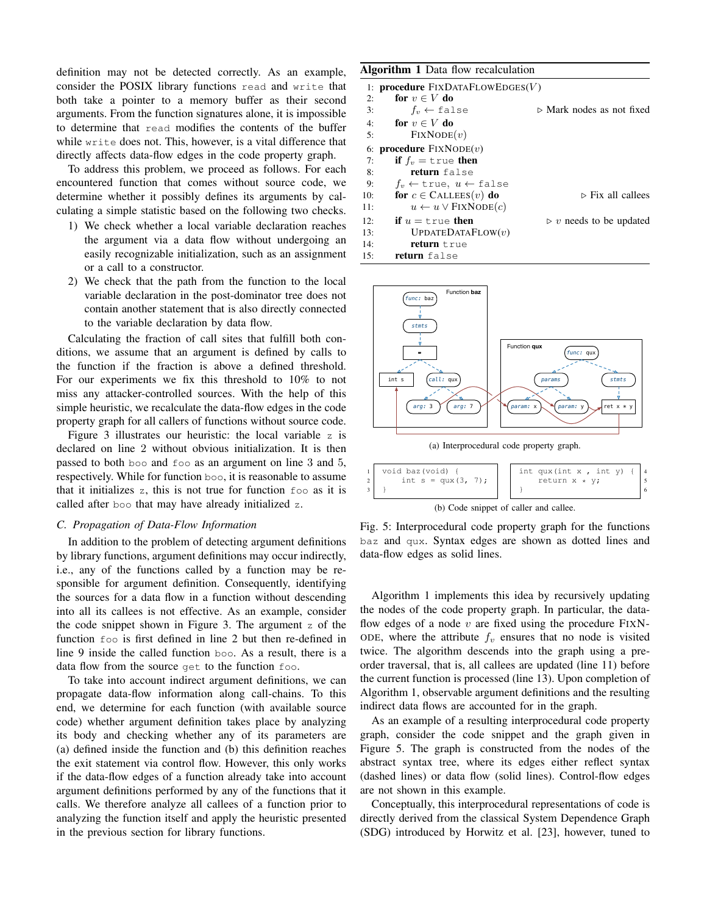definition may not be detected correctly. As an example, consider the POSIX library functions `read` and `write` that both take a pointer to a memory buffer as their second arguments. From the function signatures alone, it is impossible to determine that `read` modifies the contents of the buffer while `write` does not. This, however, is a vital difference that directly affects data-flow edges in the code property graph.

To address this problem, we proceed as follows. For each encountered function that comes without source code, we determine whether it possibly defines its arguments by calculating a simple statistic based on the following two checks.

1) We check whether a local variable declaration reaches the argument via a data flow without undergoing an easily recognizable initialization, such as an assignment or a call to a constructor.
2) We check that the path from the function to the local variable declaration in the post-dominator tree does not contain another statement that is also directly connected to the variable declaration by data flow.

Calculating the fraction of call sites that fulfill both conditions, we assume that an argument is defined by calls to the function if the fraction is above a defined threshold. For our experiments we fix this threshold to 10% to not miss any attacker-controlled sources. With the help of this simple heuristic, we recalculate the data-flow edges in the code property graph for all callers of functions without source code.

Figure 3 illustrates our heuristic: the local variable `z` is declared on line 2 without obvious initialization. It is then passed to both `boo` and `foo` as an argument on line 3 and 5, respectively. While for function `boo`, it is reasonable to assume that it initializes `z`, this is not true for function `foo` as it is called after `boo` that may have already initialized `z`.

### C. Propagation of Data-Flow Information

In addition to the problem of detecting argument definitions by library functions, argument definitions may occur indirectly, i.e., any of the functions called by a function may be responsible for argument definition. Consequently, identifying the sources for a data flow in a function without descending into all its callees is not effective. As an example, consider the code snippet shown in Figure 3. The argument `z` of the function `foo` is first defined in line 2 but then re-defined in line 9 inside the called function `boo`. As a result, there is a data flow from the source `get` to the function `foo`.

To take into account indirect argument definitions, we can propagate data-flow information along call-chains. To this end, we determine for each function (with available source code) whether argument definition takes place by analyzing its body and checking whether any of its parameters are (a) defined inside the function and (b) this definition reaches the exit statement via control flow. However, this only works if the data-flow edges of a function already take into account argument definitions performed by any of the functions that it calls. We therefore analyze all callees of a function prior to analyzing the function itself and apply the heuristic presented in the previous section for library functions.

**Algorithm 1** Data flow recalculation

```
 1: procedure FixDataFlowEdges(V)
 2:     for v ∈ V do
 3:         f_v ← false                        ▷ Mark nodes as not fixed
 4:     for v ∈ V do
 5:         FixNode(v)
 6: procedure FixNode(v)
 7:     if f_v = true then
 8:         return false
 9:     f_v ← true, u ← false
10:     for c ∈ Callees(v) do                  ▷ Fix all callees
11:         u ← u ∨ FixNode(c)
12:     if u = true then                       ▷ v needs to be updated
13:         UpdateDataFlow(v)
14:         return true
15:     return false
```

(a) Interprocedural code property graph.

```
1  void baz(void) {
2      int s = qux(3, 7);
3  }
```

```
4  int qux(int x , int y) {
5      return x * y;
6  }
```

(b) Code snippet of caller and callee.

Fig. 5: Interprocedural code property graph for the functions `baz` and `qux`. Syntax edges are shown as dotted lines and data-flow edges as solid lines.

Algorithm 1 implements this idea by recursively updating the nodes of the code property graph. In particular, the data-flow edges of a node $v$ are fixed using the procedure FixNode, where the attribute $f_v$ ensures that no node is visited twice. The algorithm descends into the graph using a pre-order traversal, that is, all callees are updated (line 11) before the current function is processed (line 13). Upon completion of Algorithm 1, observable argument definitions and the resulting indirect data flows are accounted for in the graph.

As an example of a resulting interprocedural code property graph, consider the code snippet and the graph given in Figure 5. The graph is constructed from the nodes of the abstract syntax tree, where its edges either reflect syntax (dashed lines) or data flow (solid lines). Control-flow edges are not shown in this example.

Conceptually, this interprocedural representations of code is directly derived from the classical System Dependence Graph (SDG) introduced by Horwitz et al. [23], however, tuned to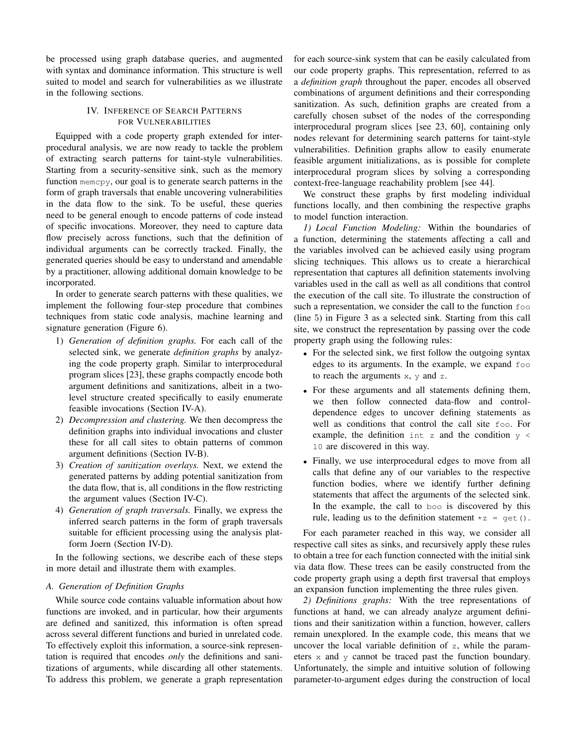be processed using graph database queries, and augmented with syntax and dominance information. This structure is well suited to model and search for vulnerabilities as we illustrate in the following sections.

## IV. Inference of Search Patterns for Vulnerabilities

Equipped with a code property graph extended for interprocedural analysis, we are now ready to tackle the problem of extracting search patterns for taint-style vulnerabilities. Starting from a security-sensitive sink, such as the memory function `memcpy`, our goal is to generate search patterns in the form of graph traversals that enable uncovering vulnerabilities in the data flow to the sink. To be useful, these queries need to be general enough to encode patterns of code instead of specific invocations. Moreover, they need to capture data flow precisely across functions, such that the definition of individual arguments can be correctly tracked. Finally, the generated queries should be easy to understand and amendable by a practitioner, allowing additional domain knowledge to be incorporated.

In order to generate search patterns with these qualities, we implement the following four-step procedure that combines techniques from static code analysis, machine learning and signature generation (Figure 6).

1) *Generation of definition graphs.* For each call of the selected sink, we generate *definition graphs* by analyzing the code property graph. Similar to interprocedural program slices [23], these graphs compactly encode both argument definitions and sanitizations, albeit in a two-level structure created specifically to easily enumerate feasible invocations (Section IV-A).
2) *Decompression and clustering.* We then decompress the definition graphs into individual invocations and cluster these for all call sites to obtain patterns of common argument definitions (Section IV-B).
3) *Creation of sanitization overlays.* Next, we extend the generated patterns by adding potential sanitization from the data flow, that is, all conditions in the flow restricting the argument values (Section IV-C).
4) *Generation of graph traversals.* Finally, we express the inferred search patterns in the form of graph traversals suitable for efficient processing using the analysis platform Joern (Section IV-D).

In the following sections, we describe each of these steps in more detail and illustrate them with examples.

### A. Generation of Definition Graphs

While source code contains valuable information about how functions are invoked, and in particular, how their arguments are defined and sanitized, this information is often spread across several different functions and buried in unrelated code. To effectively exploit this information, a source-sink representation is required that encodes *only* the definitions and sanitizations of arguments, while discarding all other statements. To address this problem, we generate a graph representation for each source-sink system that can be easily calculated from our code property graphs. This representation, referred to as a *definition graph* throughout the paper, encodes all observed combinations of argument definitions and their corresponding sanitization. As such, definition graphs are created from a carefully chosen subset of the nodes of the corresponding interprocedural program slices [see 23, 60], containing only nodes relevant for determining search patterns for taint-style vulnerabilities. Definition graphs allow to easily enumerate feasible argument initializations, as is possible for complete interprocedural program slices by solving a corresponding context-free-language reachability problem [see 44].

We construct these graphs by first modeling individual functions locally, and then combining the respective graphs to model function interaction.

*1) Local Function Modeling:* Within the boundaries of a function, determining the statements affecting a call and the variables involved can be achieved easily using program slicing techniques. This allows us to create a hierarchical representation that captures all definition statements involving variables used in the call as well as all conditions that control the execution of the call site. To illustrate the construction of such a representation, we consider the call to the function `foo` (line 5) in Figure 3 as a selected sink. Starting from this call site, we construct the representation by passing over the code property graph using the following rules:

- For the selected sink, we first follow the outgoing syntax edges to its arguments. In the example, we expand `foo` to reach the arguments `x`, `y` and `z`.
- For these arguments and all statements defining them, we then follow connected data-flow and control-dependence edges to uncover defining statements as well as conditions that control the call site `foo`. For example, the definition `int z` and the condition `y < 10` are discovered in this way.
- Finally, we use interprocedural edges to move from all calls that define any of our variables to the respective function bodies, where we identify further defining statements that affect the arguments of the selected sink. In the example, the call to `boo` is discovered by this rule, leading us to the definition statement `*z = get()`.

For each parameter reached in this way, we consider all respective call sites as sinks, and recursively apply these rules to obtain a tree for each function connected with the initial sink via data flow. These trees can be easily constructed from the code property graph using a depth first traversal that employs an expansion function implementing the three rules given.

*2) Definitions graphs:* With the tree representations of functions at hand, we can already analyze argument definitions and their sanitization within a function, however, callers remain unexplored. In the example code, this means that we uncover the local variable definition of `z`, while the parameters `x` and `y` cannot be traced past the function boundary. Unfortunately, the simple and intuitive solution of following parameter-to-argument edges during the construction of local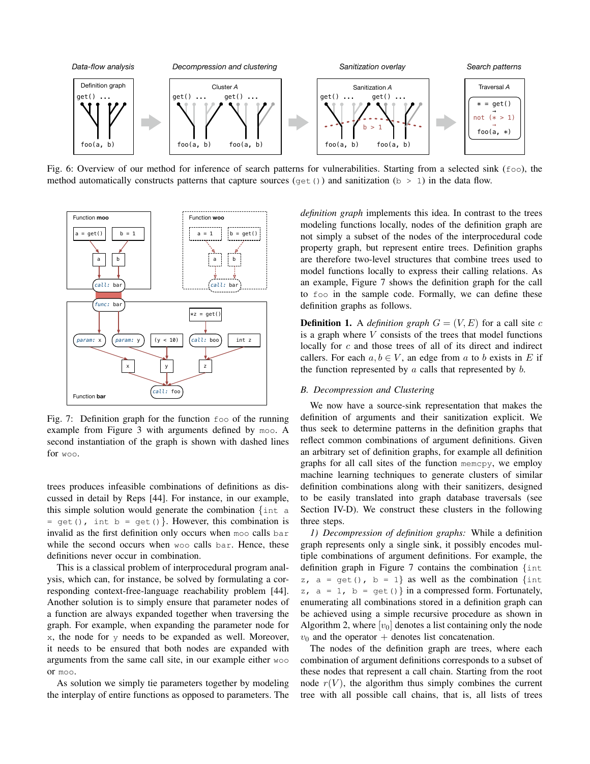Fig. 6: Overview of our method for inference of search patterns for vulnerabilities. Starting from a selected sink (`foo`), the method automatically constructs patterns that capture sources (`get()`) and sanitization (`b > 1`) in the data flow.

Fig. 7: Definition graph for the function `foo` of the running example from Figure 3 with arguments defined by `moo`. A second instantiation of the graph is shown with dashed lines for `woo`.

trees produces infeasible combinations of definitions as discussed in detail by Reps [44]. For instance, in our example, this simple solution would generate the combination {`int a = get(), int b = get()`}. However, this combination is invalid as the first definition only occurs when `moo` calls `bar` while the second occurs when `woo` calls `bar`. Hence, these definitions never occur in combination.

This is a classical problem of interprocedural program analysis, which can, for instance, be solved by formulating a corresponding context-free-language reachability problem [44]. Another solution is to simply ensure that parameter nodes of a function are always expanded together when traversing the graph. For example, when expanding the parameter node for `x`, the node for `y` needs to be expanded as well. Moreover, it needs to be ensured that both nodes are expanded with arguments from the same call site, in our example either `woo` or `moo`.

As solution we simply tie parameters together by modeling the interplay of entire functions as opposed to parameters. The *definition graph* implements this idea. In contrast to the trees modeling functions locally, nodes of the definition graph are not simply a subset of the nodes of the interprocedural code property graph, but represent entire trees. Definition graphs are therefore two-level structures that combine trees used to model functions locally to express their calling relations. As an example, Figure 7 shows the definition graph for the call to `foo` in the sample code. Formally, we can define these definition graphs as follows.

**Definition 1.** A *definition graph* $G = (V, E)$ for a call site $c$ is a graph where $V$ consists of the trees that model functions locally for $c$ and those trees of all of its direct and indirect callers. For each $a, b \in V$, an edge from $a$ to $b$ exists in $E$ if the function represented by $a$ calls that represented by $b$.

### B. Decompression and Clustering

We now have a source-sink representation that makes the definition of arguments and their sanitization explicit. We thus seek to determine patterns in the definition graphs that reflect common combinations of argument definitions. Given an arbitrary set of definition graphs, for example all definition graphs for all call sites of the function `memcpy`, we employ machine learning techniques to generate clusters of similar definition combinations along with their sanitizers, designed to be easily translated into graph database traversals (see Section IV-D). We construct these clusters in the following three steps.

*1) Decompression of definition graphs:* While a definition graph represents only a single sink, it possibly encodes multiple combinations of argument definitions. For example, the definition graph in Figure 7 contains the combination {`int z, a = get(), b = 1`} as well as the combination {`int z, a = 1, b = get()`} in a compressed form. Fortunately, enumerating all combinations stored in a definition graph can be achieved using a simple recursive procedure as shown in Algorithm 2, where $[v_0]$ denotes a list containing only the node $v_0$ and the operator $+$ denotes list concatenation.

The nodes of the definition graph are trees, where each combination of argument definitions corresponds to a subset of these nodes that represent a call chain. Starting from the root node $r(V)$, the algorithm thus simply combines the current tree with all possible call chains, that is, all lists of trees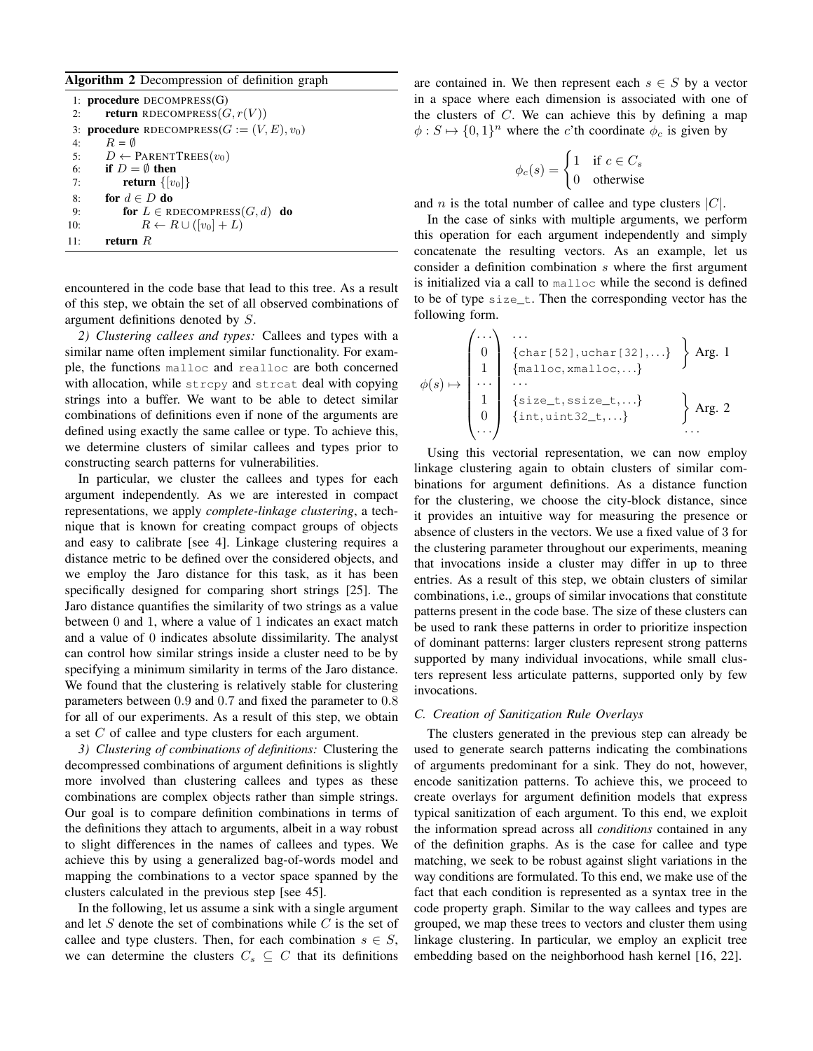**Algorithm 2** Decompression of definition graph

```
1: procedure DECOMPRESS(G)
2:     return RDECOMPRESS(G, r(V))
3: procedure RDECOMPRESS(G := (V, E), v0)
4:     R = ∅
5:     D ← PARENTTREES(v0)
6:     if D = ∅ then
7:         return {[v0]}
8:     for d ∈ D do
9:         for L ∈ RDECOMPRESS(G, d) do
10:            R ← R ∪ ([v0] + L)
11:    return R
```

encountered in the code base that lead to this tree. As a result of this step, we obtain the set of all observed combinations of argument definitions denoted by $S$.

*2) Clustering callees and types:* Callees and types with a similar name often implement similar functionality. For example, the functions `malloc` and `realloc` are both concerned with allocation, while `strcpy` and `strcat` deal with copying strings into a buffer. We want to be able to detect similar combinations of definitions even if none of the arguments are defined using exactly the same callee or type. To achieve this, we determine clusters of similar callees and types prior to constructing search patterns for vulnerabilities.

In particular, we cluster the callees and types for each argument independently. As we are interested in compact representations, we apply *complete-linkage clustering*, a technique that is known for creating compact groups of objects and easy to calibrate [see 4]. Linkage clustering requires a distance metric to be defined over the considered objects, and we employ the Jaro distance for this task, as it has been specifically designed for comparing short strings [25]. The Jaro distance quantifies the similarity of two strings as a value between 0 and 1, where a value of 1 indicates an exact match and a value of 0 indicates absolute dissimilarity. The analyst can control how similar strings inside a cluster need to be by specifying a minimum similarity in terms of the Jaro distance. We found that the clustering is relatively stable for clustering parameters between 0.9 and 0.7 and fixed the parameter to 0.8 for all of our experiments. As a result of this step, we obtain a set $C$ of callee and type clusters for each argument.

*3) Clustering of combinations of definitions:* Clustering the decompressed combinations of argument definitions is slightly more involved than clustering callees and types as these combinations are complex objects rather than simple strings. Our goal is to compare definition combinations in terms of the definitions they attach to arguments, albeit in a way robust to slight differences in the names of callees and types. We achieve this by using a generalized bag-of-words model and mapping the combinations to a vector space spanned by the clusters calculated in the previous step [see 45].

In the following, let us assume a sink with a single argument and let $S$ denote the set of combinations while $C$ is the set of callee and type clusters. Then, for each combination $s \in S$, we can determine the clusters $C_s \subseteq C$ that its definitions are contained in. We then represent each $s \in S$ by a vector in a space where each dimension is associated with one of the clusters of $C$. We can achieve this by defining a map $\phi : S \mapsto \{0, 1\}^n$ where the $c$'th coordinate $\phi_c$ is given by

$$\phi_c(s) = \begin{cases} 1 & \text{if } c \in C_s \\ 0 & \text{otherwise} \end{cases}$$

and $n$ is the total number of callee and type clusters $|C|$.

In the case of sinks with multiple arguments, we perform this operation for each argument independently and simply concatenate the resulting vectors. As an example, let us consider a definition combination $s$ where the first argument is initialized via a call to `malloc` while the second is defined to be of type `size_t`. Then the corresponding vector has the following form.

$$\phi(s) \mapsto \begin{pmatrix} \cdots \\ 0 \\ 1 \\ \cdots \\ 1 \\ 0 \\ \cdots \end{pmatrix} \begin{matrix} \cdots \\ \{\texttt{char[52]}, \texttt{uchar[32]}, \ldots\} \\ \{\texttt{malloc}, \texttt{xmalloc}, \ldots\} \\ \cdots \\ \{\texttt{size\_t}, \texttt{ssize\_t}, \ldots\} \\ \{\texttt{int}, \texttt{uint32\_t}, \ldots\} \\ \end{matrix} \begin{matrix} \left.\begin{matrix} \\ \\ \end{matrix}\right\} \text{Arg. 1} \\ \\ \left.\begin{matrix} \\ \\ \end{matrix}\right\} \text{Arg. 2} \\ \cdots \end{matrix}$$

Using this vectorial representation, we can now employ linkage clustering again to obtain clusters of similar combinations for argument definitions. As a distance function for the clustering, we choose the city-block distance, since it provides an intuitive way for measuring the presence or absence of clusters in the vectors. We use a fixed value of 3 for the clustering parameter throughout our experiments, meaning that invocations inside a cluster may differ in up to three entries. As a result of this step, we obtain clusters of similar combinations, i.e., groups of similar invocations that constitute patterns present in the code base. The size of these clusters can be used to rank these patterns in order to prioritize inspection of dominant patterns: larger clusters represent strong patterns supported by many individual invocations, while small clusters represent less articulate patterns, supported only by few invocations.

### C. Creation of Sanitization Rule Overlays

The clusters generated in the previous step can already be used to generate search patterns indicating the combinations of arguments predominant for a sink. They do not, however, encode sanitization patterns. To achieve this, we proceed to create overlays for argument definition models that express typical sanitization of each argument. To this end, we exploit the information spread across all *conditions* contained in any of the definition graphs. As is the case for callee and type matching, we seek to be robust against slight variations in the way conditions are formulated. To this end, we make use of the fact that each condition is represented as a syntax tree in the code property graph. Similar to the way callees and types are grouped, we map these trees to vectors and cluster them using linkage clustering. In particular, we employ an explicit tree embedding based on the neighborhood hash kernel [16, 22].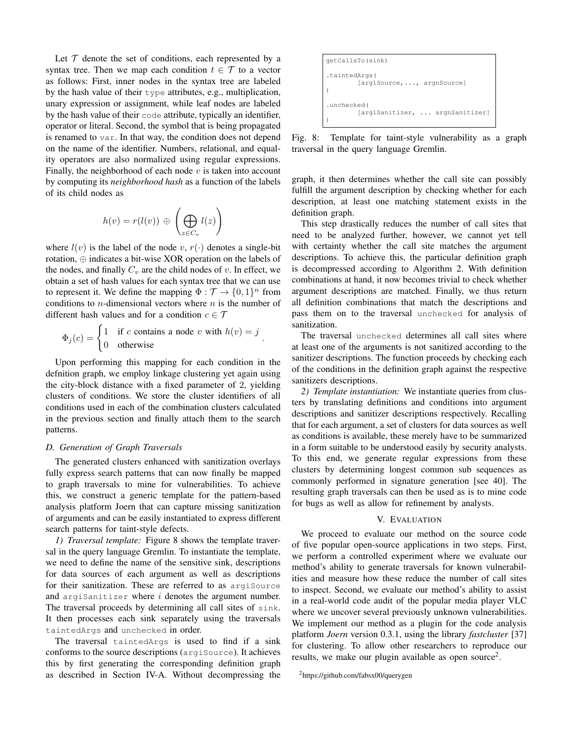Let $\mathcal{T}$ denote the set of conditions, each represented by a syntax tree. Then we map each condition $t \in \mathcal{T}$ to a vector as follows: First, inner nodes in the syntax tree are labeled by the hash value of their `type` attributes, e.g., multiplication, unary expression or assignment, while leaf nodes are labeled by the hash value of their `code` attribute, typically an identifier, operator or literal. Second, the symbol that is being propagated is renamed to `var`. In that way, the condition does not depend on the name of the identifier. Numbers, relational, and equality operators are also normalized using regular expressions. Finally, the neighborhood of each node $v$ is taken into account by computing its *neighborhood hash* as a function of the labels of its child nodes as

$$h(v) = r(l(v)) \oplus \left( \bigoplus_{z \in C_v} l(z) \right)$$

where $l(v)$ is the label of the node $v$, $r(\cdot)$ denotes a single-bit rotation, $\oplus$ indicates a bit-wise XOR operation on the labels of the nodes, and finally $C_v$ are the child nodes of $v$. In effect, we obtain a set of hash values for each syntax tree that we can use to represent it. We define the mapping $\Phi : \mathcal{T} \to \{0, 1\}^n$ from conditions to $n$-dimensional vectors where $n$ is the number of different hash values and for a condition $c \in \mathcal{T}$

$$\Phi_j(c) = \begin{cases} 1 & \text{if } c \text{ contains a node } v \text{ with } h(v) = j \\ 0 & \text{otherwise} \end{cases}.$$

Upon performing this mapping for each condition in the defnition graph, we employ linkage clustering yet again using the city-block distance with a fixed parameter of 2, yielding clusters of conditions. We store the cluster identifiers of all conditions used in each of the combination clusters calculated in the previous section and finally attach them to the search patterns.

### D. Generation of Graph Traversals

The generated clusters enhanced with sanitization overlays fully express search patterns that can now finally be mapped to graph traversals to mine for vulnerabilities. To achieve this, we construct a generic template for the pattern-based analysis platform Joern that can capture missing sanitization of arguments and can be easily instantiated to express different search patterns for taint-style defects.

*1) Traversal template:* Figure 8 shows the template traversal in the query language Gremlin. To instantiate the template, we need to define the name of the sensitive sink, descriptions for data sources of each argument as well as descriptions for their sanitization. These are referred to as `argiSource` and `argiSanitizer` where $i$ denotes the argument number. The traversal proceeds by determining all call sites of `sink`. It then processes each sink separately using the traversals `taintedArgs` and `unchecked` in order.

The traversal `taintedArgs` is used to find if a sink conforms to the source descriptions (`argiSource`). It achieves this by first generating the corresponding definition graph as described in Section IV-A. Without decompressing the graph, it then determines whether the call site can possibly fulfill the argument description by checking whether for each description, at least one matching statement exists in the definition graph.

```
getCallsTo(sink)

.taintedArgs(
        [arg1Source,..., argnSource]
)

.unchecked(
        [arg1Sanitizer, ... argnSanitizer]
)
```

Fig. 8: Template for taint-style vulnerability as a graph traversal in the query language Gremlin.

This step drastically reduces the number of call sites that need to be analyzed further, however, we cannot yet tell with certainty whether the call site matches the argument descriptions. To achieve this, the particular definition graph is decompressed according to Algorithm 2. With definition combinations at hand, it now becomes trivial to check whether argument descriptions are matched. Finally, we thus return all definition combinations that match the descriptions and pass them on to the traversal `unchecked` for analysis of sanitization.

The traversal `unchecked` determines all call sites where at least one of the arguments is not sanitized according to the sanitizer descriptions. The function proceeds by checking each of the conditions in the definition graph against the respective sanitizers descriptions.

*2) Template instantiation:* We instantiate queries from clusters by translating definitions and conditions into argument descriptions and sanitizer descriptions respectively. Recalling that for each argument, a set of clusters for data sources as well as conditions is available, these merely have to be summarized in a form suitable to be understood easily by security analysts. To this end, we generate regular expressions from these clusters by determining longest common sub sequences as commonly performed in signature generation [see 40]. The resulting graph traversals can then be used as is to mine code for bugs as well as allow for refinement by analysts.

## V. Evaluation

We proceed to evaluate our method on the source code of five popular open-source applications in two steps. First, we perform a controlled experiment where we evaluate our method's ability to generate traversals for known vulnerabilities and measure how these reduce the number of call sites to inspect. Second, we evaluate our method's ability to assist in a real-world code audit of the popular media player VLC where we uncover several previously unknown vulnerabilities. We implement our method as a plugin for the code analysis platform *Joern* version 0.3.1, using the library *fastcluster* [37] for clustering. To allow other researchers to reproduce our results, we make our plugin available as open source[2].

[2]https://github.com/fabsx00/querygen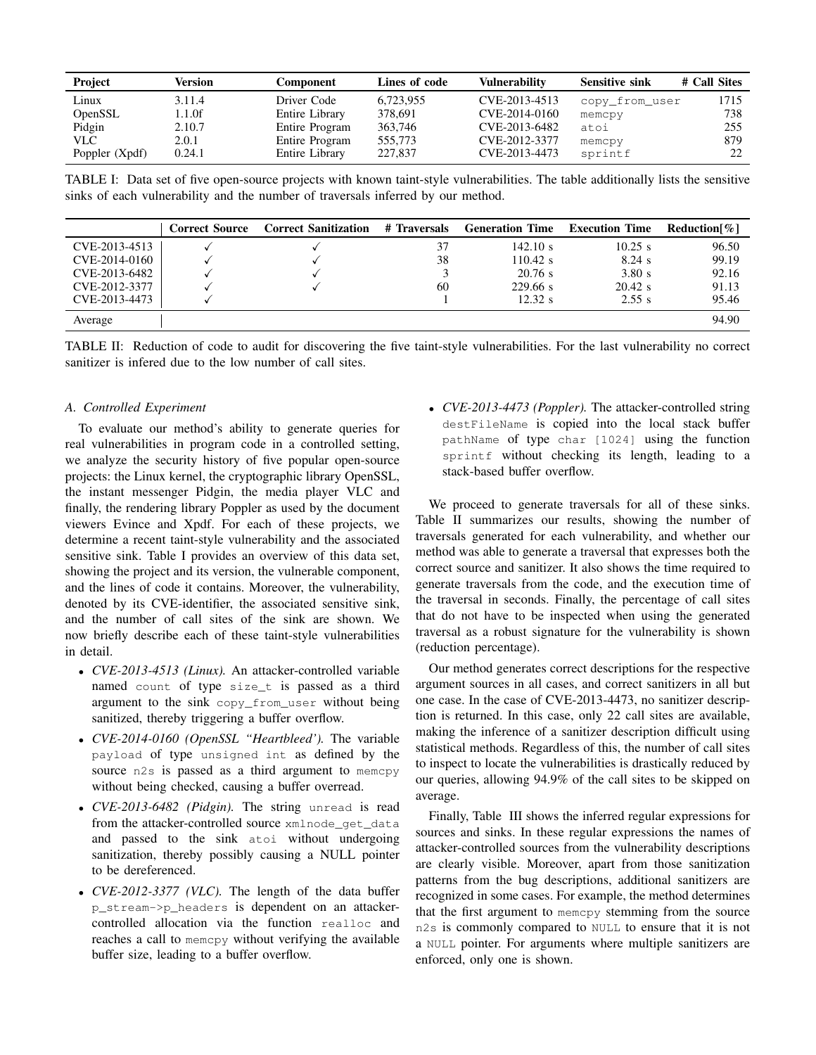| Project | Version | Component | Lines of code | Vulnerability | Sensitive sink | # Call Sites |
|---|---|---|---|---|---|---|
| Linux | 3.11.4 | Driver Code | 6,723,955 | CVE-2013-4513 | `copy_from_user` | 1715 |
| OpenSSL | 1.1.0f | Entire Library | 378,691 | CVE-2014-0160 | `memcpy` | 738 |
| Pidgin | 2.10.7 | Entire Program | 363,746 | CVE-2013-6482 | `atoi` | 255 |
| VLC | 2.0.1 | Entire Program | 555,773 | CVE-2012-3377 | `memcpy` | 879 |
| Poppler (Xpdf) | 0.24.1 | Entire Library | 227,837 | CVE-2013-4473 | `sprintf` | 22 |

TABLE I: Data set of five open-source projects with known taint-style vulnerabilities. The table additionally lists the sensitive sinks of each vulnerability and the number of traversals inferred by our method.

| | Correct Source | Correct Sanitization | # Traversals | Generation Time | Execution Time | Reduction[%] |
|---|---|---|---|---|---|---|
| CVE-2013-4513 | ✓ | ✓ | 37 | 142.10 s | 10.25 s | 96.50 |
| CVE-2014-0160 | ✓ | ✓ | 38 | 110.42 s | 8.24 s | 99.19 |
| CVE-2013-6482 | ✓ | ✓ | 3 | 20.76 s | 3.80 s | 92.16 |
| CVE-2012-3377 | ✓ | ✓ | 60 | 229.66 s | 20.42 s | 91.13 |
| CVE-2013-4473 | ✓ | | 1 | 12.32 s | 2.55 s | 95.46 |
| Average | | | | | | 94.90 |

TABLE II: Reduction of code to audit for discovering the five taint-style vulnerabilities. For the last vulnerability no correct sanitizer is infered due to the low number of call sites.

### A. Controlled Experiment

To evaluate our method's ability to generate queries for real vulnerabilities in program code in a controlled setting, we analyze the security history of five popular open-source projects: the Linux kernel, the cryptographic library OpenSSL, the instant messenger Pidgin, the media player VLC and finally, the rendering library Poppler as used by the document viewers Evince and Xpdf. For each of these projects, we determine a recent taint-style vulnerability and the associated sensitive sink. Table I provides an overview of this data set, showing the project and its version, the vulnerable component, and the lines of code it contains. Moreover, the vulnerability, denoted by its CVE-identifier, the associated sensitive sink, and the number of call sites of the sink are shown. We now briefly describe each of these taint-style vulnerabilities in detail.

- *CVE-2013-4513 (Linux).* An attacker-controlled variable named `count` of type `size_t` is passed as a third argument to the sink `copy_from_user` without being sanitized, thereby triggering a buffer overflow.
- *CVE-2014-0160 (OpenSSL "Heartbleed").* The variable `payload` of type `unsigned int` as defined by the source `n2s` is passed as a third argument to `memcpy` without being checked, causing a buffer overread.
- *CVE-2013-6482 (Pidgin).* The string `unread` is read from the attacker-controlled source `xmlnode_get_data` and passed to the sink `atoi` without undergoing sanitization, thereby possibly causing a NULL pointer to be dereferenced.
- *CVE-2012-3377 (VLC).* The length of the data buffer `p_stream->p_headers` is dependent on an attacker-controlled allocation via the function `realloc` and reaches a call to `memcpy` without verifying the available buffer size, leading to a buffer overflow.
- *CVE-2013-4473 (Poppler).* The attacker-controlled string `destFileName` is copied into the local stack buffer `pathName` of type `char [1024]` using the function `sprintf` without checking its length, leading to a stack-based buffer overflow.

We proceed to generate traversals for all of these sinks. Table II summarizes our results, showing the number of traversals generated for each vulnerability, and whether our method was able to generate a traversal that expresses both the correct source and sanitizer. It also shows the time required to generate traversals from the code, and the execution time of the traversal in seconds. Finally, the percentage of call sites that do not have to be inspected when using the generated traversal as a robust signature for the vulnerability is shown (reduction percentage).

Our method generates correct descriptions for the respective argument sources in all cases, and correct sanitizers in all but one case. In the case of CVE-2013-4473, no sanitizer description is returned. In this case, only 22 call sites are available, making the inference of a sanitizer description difficult using statistical methods. Regardless of this, the number of call sites to inspect to locate the vulnerabilities is drastically reduced by our queries, allowing 94.9% of the call sites to be skipped on average.

Finally, Table III shows the inferred regular expressions for sources and sinks. In these regular expressions the names of attacker-controlled sources from the vulnerability descriptions are clearly visible. Moreover, apart from those sanitization patterns from the bug descriptions, additional sanitizers are recognized in some cases. For example, the method determines that the first argument to `memcpy` stemming from the source `n2s` is commonly compared to `NULL` to ensure that it is not a `NULL` pointer. For arguments where multiple sanitizers are enforced, only one is shown.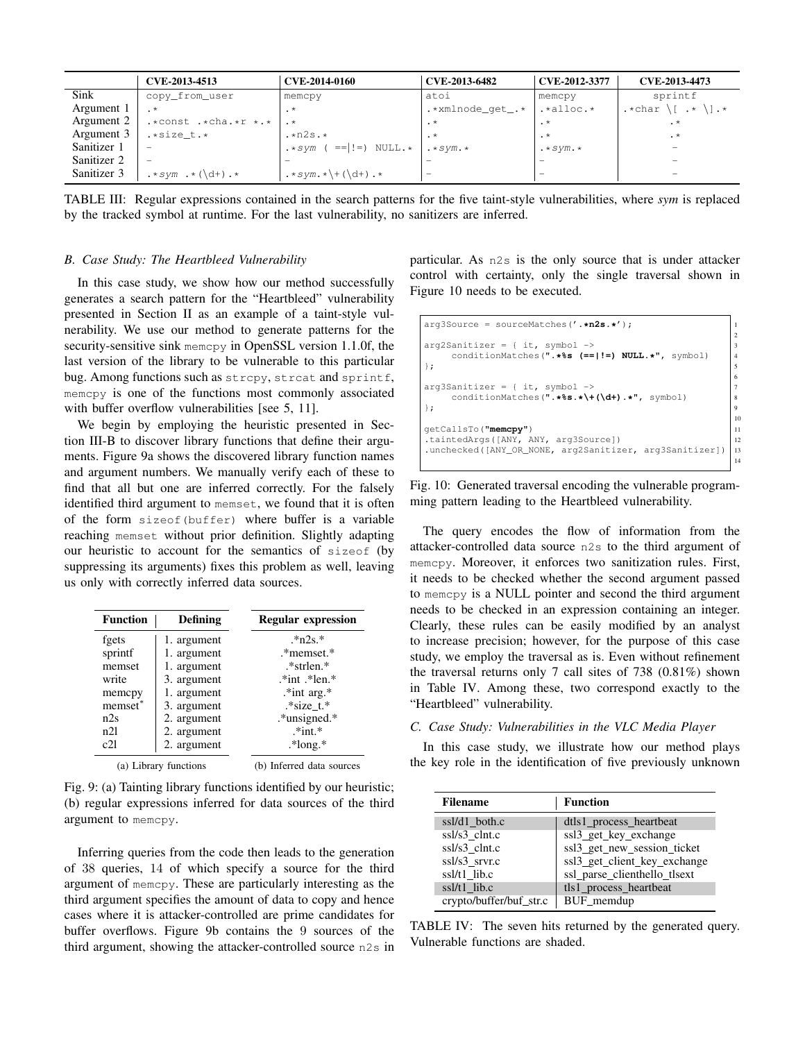|  | CVE-2013-4513 | CVE-2014-0160 | CVE-2013-6482 | CVE-2012-3377 | CVE-2013-4473 |
|---|---|---|---|---|---|
| Sink | `copy_from_user` | `memcpy` | `atoi` | `memcpy` | `sprintf` |
| Argument 1 | `.*` | `.*` | `.*xmlnode_get_.*` | `.*alloc.*` | `.*char \[ .* \].*` |
| Argument 2 | `.*const .*cha.*r *.*` | `.*` | `.*` | `.*` | `.*` |
| Argument 3 | `.*size_t.*` | `.*n2s.*` | `.*` | `.*` | `.*` |
| Sanitizer 1 | – | `.*`*sym*` ( ==\|!=) NULL.*` | `.*`*sym*`.*` | `.*`*sym*`.*` | – |
| Sanitizer 2 | – | – | – | – | – |
| Sanitizer 3 | `.*`*sym*` .*(\d+).*` | `.*`*sym*`.*\+(\d+).*` | – | – | – |

TABLE III: Regular expressions contained in the search patterns for the five taint-style vulnerabilities, where *sym* is replaced by the tracked symbol at runtime. For the last vulnerability, no sanitizers are inferred.

### B. Case Study: The Heartbleed Vulnerability

In this case study, we show how our method successfully generates a search pattern for the "Heartbleed" vulnerability presented in Section II as an example of a taint-style vulnerability. We use our method to generate patterns for the security-sensitive sink `memcpy` in OpenSSL version 1.1.0f, the last version of the library to be vulnerable to this particular bug. Among functions such as `strcpy`, `strcat` and `sprintf`, `memcpy` is one of the functions most commonly associated with buffer overflow vulnerabilities [see 5, 11].

We begin by employing the heuristic presented in Section III-B to discover library functions that define their arguments. Figure 9a shows the discovered library function names and argument numbers. We manually verify each of these to find that all but one are inferred correctly. For the falsely identified third argument to `memset`, we found that it is often of the form `sizeof(buffer)` where buffer is a variable reaching `memset` without prior definition. Slightly adapting our heuristic to account for the semantics of `sizeof` (by suppressing its arguments) fixes this problem as well, leaving us only with correctly inferred data sources.

| Function | Defining |
|---|---|
| fgets | 1. argument |
| sprintf | 1. argument |
| memset | 1. argument |
| write | 3. argument |
| memcpy | 1. argument |
| memset* | 3. argument |
| n2s | 2. argument |
| n2l | 2. argument |
| c2l | 2. argument |

(a) Library functions

| Regular expression |
|---|
| .*n2s.* |
| .*memset.* |
| .*strlen.* |
| .*int .*len.* |
| .*int arg.* |
| .*size_t.* |
| .*unsigned.* |
| .*int.* |
| .*long.* |

(b) Inferred data sources

Fig. 9: (a) Tainting library functions identified by our heuristic; (b) regular expressions inferred for data sources of the third argument to `memcpy`.

Inferring queries from the code then leads to the generation of 38 queries, 14 of which specify a source for the third argument of `memcpy`. These are particularly interesting as the third argument specifies the amount of data to copy and hence cases where it is attacker-controlled are prime candidates for buffer overflows. Figure 9b contains the 9 sources of the third argument, showing the attacker-controlled source `n2s` in particular. As `n2s` is the only source that is under attacker control with certainty, only the single traversal shown in Figure 10 needs to be executed.

```
arg3Source = sourceMatches('.*n2s.*');

arg2Sanitizer = { it, symbol ->
     conditionMatches(".*%s (==|!=) NULL.*", symbol)
};

arg3Sanitizer = { it, symbol ->
     conditionMatches(".*%s.*\+(\d+).*", symbol)
};

getCallsTo("memcpy")
.taintedArgs([ANY, ANY, arg3Source])
.unchecked([ANY_OR_NONE, arg2Sanitizer, arg3Sanitizer])
```

Fig. 10: Generated traversal encoding the vulnerable programming pattern leading to the Heartbleed vulnerability.

The query encodes the flow of information from the attacker-controlled data source `n2s` to the third argument of `memcpy`. Moreover, it enforces two sanitization rules. First, it needs to be checked whether the second argument passed to `memcpy` is a NULL pointer and second the third argument needs to be checked in an expression containing an integer. Clearly, these rules can be easily modified by an analyst to increase precision; however, for the purpose of this case study, we employ the traversal as is. Even without refinement the traversal returns only 7 call sites of 738 (0.81%) shown in Table IV. Among these, two correspond exactly to the "Heartbleed" vulnerability.

| Filename | Function |
|---|---|
| ssl/d1_both.c | dtls1_process_heartbeat |
| ssl/s3_clnt.c | ssl3_get_key_exchange |
| ssl/s3_clnt.c | ssl3_get_new_session_ticket |
| ssl/s3_srvr.c | ssl3_get_client_key_exchange |
| ssl/t1_lib.c | ssl_parse_clienthello_tlsext |
| ssl/t1_lib.c | tls1_process_heartbeat |
| crypto/buffer/buf_str.c | BUF_memdup |

TABLE IV: The seven hits returned by the generated query. Vulnerable functions are shaded.

### C. Case Study: Vulnerabilities in the VLC Media Player

In this case study, we illustrate how our method plays the key role in the identification of five previously unknown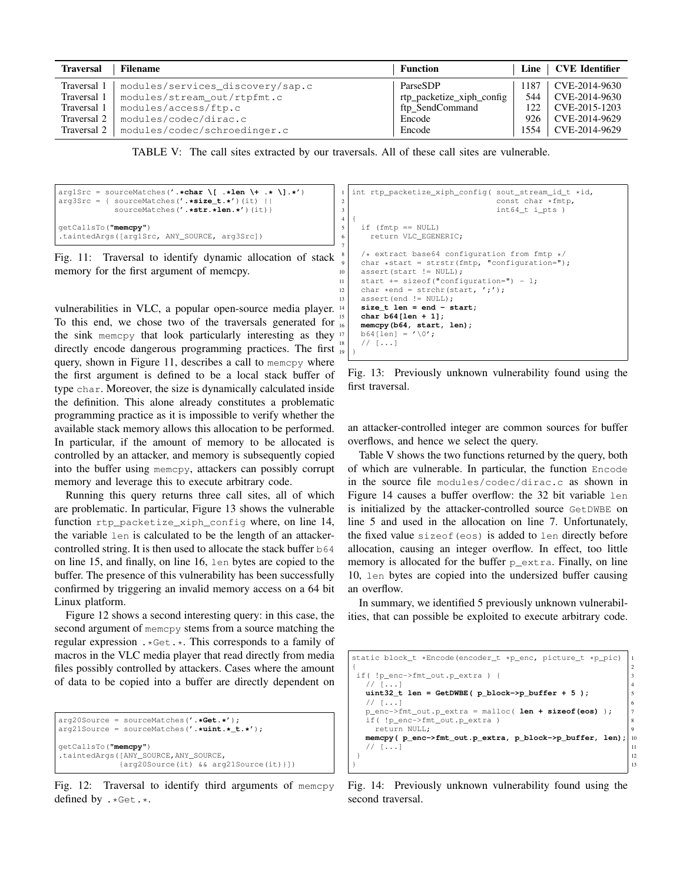| Traversal | Filename | Function | Line | CVE Identifier |
|---|---|---|---|---|
| Traversal 1 | modules/services_discovery/sap.c | ParseSDP | 1187 | CVE-2014-9630 |
| Traversal 1 | modules/stream_out/rtpfmt.c | rtp_packetize_xiph_config | 544 | CVE-2014-9630 |
| Traversal 1 | modules/access/ftp.c | ftp_SendCommand | 122 | CVE-2015-1203 |
| Traversal 2 | modules/codec/dirac.c | Encode | 926 | CVE-2014-9629 |
| Traversal 2 | modules/codec/schroedinger.c | Encode | 1554 | CVE-2014-9629 |

TABLE V: The call sites extracted by our traversals. All of these call sites are vulnerable.

```
arg1Src = sourceMatches('.*char \[ .*len \+ .* \].*')
arg3Src = { sourceMatches('.*size_t.*')(it) ||
            sourceMatches('.*str.*len.*')(it)}

getCallsTo("memcpy")
.taintedArgs([arg1Src, ANY_SOURCE, arg3Src])
```

Fig. 11: Traversal to identify dynamic allocation of stack memory for the first argument of memcpy.

vulnerabilities in VLC, a popular open-source media player. To this end, we chose two of the traversals generated for the sink memcpy that look particularly interesting as they directly encode dangerous programming practices. The first query, shown in Figure 11, describes a call to memcpy where the first argument is defined to be a local stack buffer of type char. Moreover, the size is dynamically calculated inside the definition. This alone already constitutes a problematic programming practice as it is impossible to verify whether the available stack memory allows this allocation to be performed. In particular, if the amount of memory to be allocated is controlled by an attacker, and memory is subsequently copied into the buffer using memcpy, attackers can possibly corrupt memory and leverage this to execute arbitrary code.

Running this query returns three call sites, all of which are problematic. In particular, Figure 13 shows the vulnerable function rtp_packetize_xiph_config where, on line 14, the variable len is calculated to be the length of an attacker-controlled string. It is then used to allocate the stack buffer b64 on line 15, and finally, on line 16, len bytes are copied to the buffer. The presence of this vulnerability has been successfully confirmed by triggering an invalid memory access on a 64 bit Linux platform.

Figure 12 shows a second interesting query: in this case, the second argument of memcpy stems from a source matching the regular expression .*Get.*. This corresponds to a family of macros in the VLC media player that read directly from media files possibly controlled by attackers. Cases where the amount of data to be copied into a buffer are directly dependent on

```
arg20Source = sourceMatches('.*Get.*');
arg21Source = sourceMatches('.*uint.*_t.*');

getCallsTo("memcpy")
.taintedArgs([ANY_SOURCE,ANY_SOURCE,
             {arg20Source(it) && arg21Source(it)}])
```

Fig. 12: Traversal to identify third arguments of memcpy defined by .*Get.*.

```
 1 int rtp_packetize_xiph_config( sout_stream_id_t *id,
 2                                const char *fmtp,
 3                                int64_t i_pts )
 4 {
 5   if (fmtp == NULL)
 6     return VLC_EGENERIC;
 7
 8   /* extract base64 configuration from fmtp */
 9   char *start = strstr(fmtp, "configuration=");
10   assert(start != NULL);
11   start += sizeof("configuration=") - 1;
12   char *end = strchr(start, ';');
13   assert(end != NULL);
14   size_t len = end - start;
15   char b64[len + 1];
16   memcpy(b64, start, len);
17   b64[len] = '\0';
18   // [...]
19 }
```

Fig. 13: Previously unknown vulnerability found using the first traversal.

an attacker-controlled integer are common sources for buffer overflows, and hence we select the query.

Table V shows the two functions returned by the query, both of which are vulnerable. In particular, the function Encode in the source file modules/codec/dirac.c as shown in Figure 14 causes a buffer overflow: the 32 bit variable len is initialized by the attacker-controlled source GetDWBE on line 5 and used in the allocation on line 7. Unfortunately, the fixed value sizeof(eos) is added to len directly before allocation, causing an integer overflow. In effect, too little memory is allocated for the buffer p_extra. Finally, on line 10, len bytes are copied into the undersized buffer causing an overflow.

In summary, we identified 5 previously unknown vulnerabilities, that can possible be exploited to execute arbitrary code.

```
static block_t *Encode(encoder_t *p_enc, picture_t *p_pic)   1
{                                                              2
 if( !p_enc->fmt_out.p_extra ) {                               3
   // [...]                                                    4
   uint32_t len = GetDWBE( p_block->p_buffer + 5 );            5
   // [...]                                                    6
   p_enc->fmt_out.p_extra = malloc( len + sizeof(eos) );       7
   if( !p_enc->fmt_out.p_extra )                               8
     return NULL;                                              9
   memcpy( p_enc->fmt_out.p_extra, p_block->p_buffer, len);   10
   // [...]                                                   11
 }                                                            12
}                                                             13
```

Fig. 14: Previously unknown vulnerability found using the second traversal.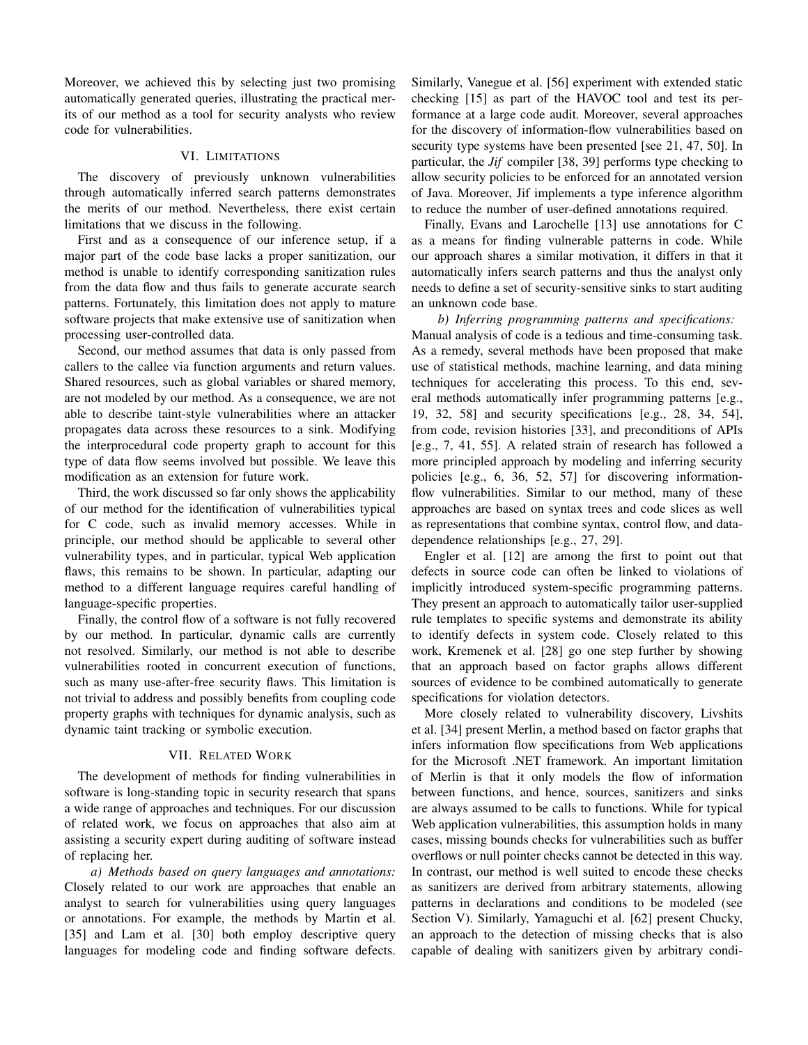Moreover, we achieved this by selecting just two promising automatically generated queries, illustrating the practical merits of our method as a tool for security analysts who review code for vulnerabilities.

## VI. Limitations

The discovery of previously unknown vulnerabilities through automatically inferred search patterns demonstrates the merits of our method. Nevertheless, there exist certain limitations that we discuss in the following.

First and as a consequence of our inference setup, if a major part of the code base lacks a proper sanitization, our method is unable to identify corresponding sanitization rules from the data flow and thus fails to generate accurate search patterns. Fortunately, this limitation does not apply to mature software projects that make extensive use of sanitization when processing user-controlled data.

Second, our method assumes that data is only passed from callers to the callee via function arguments and return values. Shared resources, such as global variables or shared memory, are not modeled by our method. As a consequence, we are not able to describe taint-style vulnerabilities where an attacker propagates data across these resources to a sink. Modifying the interprocedural code property graph to account for this type of data flow seems involved but possible. We leave this modification as an extension for future work.

Third, the work discussed so far only shows the applicability of our method for the identification of vulnerabilities typical for C code, such as invalid memory accesses. While in principle, our method should be applicable to several other vulnerability types, and in particular, typical Web application flaws, this remains to be shown. In particular, adapting our method to a different language requires careful handling of language-specific properties.

Finally, the control flow of a software is not fully recovered by our method. In particular, dynamic calls are currently not resolved. Similarly, our method is not able to describe vulnerabilities rooted in concurrent execution of functions, such as many use-after-free security flaws. This limitation is not trivial to address and possibly benefits from coupling code property graphs with techniques for dynamic analysis, such as dynamic taint tracking or symbolic execution.

## VII. Related Work

The development of methods for finding vulnerabilities in software is long-standing topic in security research that spans a wide range of approaches and techniques. For our discussion of related work, we focus on approaches that also aim at assisting a security expert during auditing of software instead of replacing her.

*a) Methods based on query languages and annotations:* Closely related to our work are approaches that enable an analyst to search for vulnerabilities using query languages or annotations. For example, the methods by Martin et al. [35] and Lam et al. [30] both employ descriptive query languages for modeling code and finding software defects. Similarly, Vanegue et al. [56] experiment with extended static checking [15] as part of the HAVOC tool and test its performance at a large code audit. Moreover, several approaches for the discovery of information-flow vulnerabilities based on security type systems have been presented [see 21, 47, 50]. In particular, the *Jif* compiler [38, 39] performs type checking to allow security policies to be enforced for an annotated version of Java. Moreover, Jif implements a type inference algorithm to reduce the number of user-defined annotations required.

Finally, Evans and Larochelle [13] use annotations for C as a means for finding vulnerable patterns in code. While our approach shares a similar motivation, it differs in that it automatically infers search patterns and thus the analyst only needs to define a set of security-sensitive sinks to start auditing an unknown code base.

*b) Inferring programming patterns and specifications:* Manual analysis of code is a tedious and time-consuming task. As a remedy, several methods have been proposed that make use of statistical methods, machine learning, and data mining techniques for accelerating this process. To this end, several methods automatically infer programming patterns [e.g., 19, 32, 58] and security specifications [e.g., 28, 34, 54], from code, revision histories [33], and preconditions of APIs [e.g., 7, 41, 55]. A related strain of research has followed a more principled approach by modeling and inferring security policies [e.g., 6, 36, 52, 57] for discovering information-flow vulnerabilities. Similar to our method, many of these approaches are based on syntax trees and code slices as well as representations that combine syntax, control flow, and data-dependence relationships [e.g., 27, 29].

Engler et al. [12] are among the first to point out that defects in source code can often be linked to violations of implicitly introduced system-specific programming patterns. They present an approach to automatically tailor user-supplied rule templates to specific systems and demonstrate its ability to identify defects in system code. Closely related to this work, Kremenek et al. [28] go one step further by showing that an approach based on factor graphs allows different sources of evidence to be combined automatically to generate specifications for violation detectors.

More closely related to vulnerability discovery, Livshits et al. [34] present Merlin, a method based on factor graphs that infers information flow specifications from Web applications for the Microsoft .NET framework. An important limitation of Merlin is that it only models the flow of information between functions, and hence, sources, sanitizers and sinks are always assumed to be calls to functions. While for typical Web application vulnerabilities, this assumption holds in many cases, missing bounds checks for vulnerabilities such as buffer overflows or null pointer checks cannot be detected in this way. In contrast, our method is well suited to encode these checks as sanitizers are derived from arbitrary statements, allowing patterns in declarations and conditions to be modeled (see Section V). Similarly, Yamaguchi et al. [62] present Chucky, an approach to the detection of missing checks that is also capable of dealing with sanitizers given by arbitrary condi-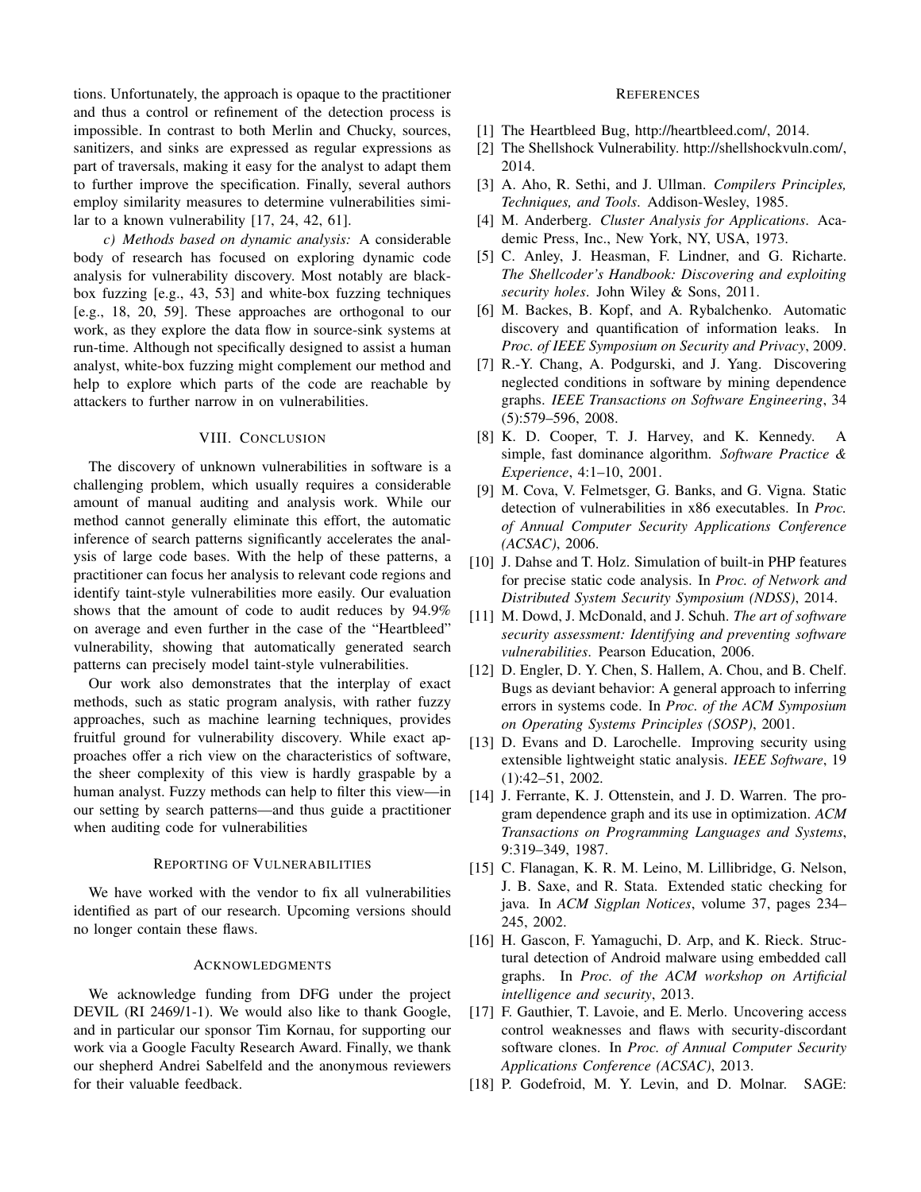tions. Unfortunately, the approach is opaque to the practitioner and thus a control or refinement of the detection process is impossible. In contrast to both Merlin and Chucky, sources, sanitizers, and sinks are expressed as regular expressions as part of traversals, making it easy for the analyst to adapt them to further improve the specification. Finally, several authors employ similarity measures to determine vulnerabilities similar to a known vulnerability [17, 24, 42, 61].

*c) Methods based on dynamic analysis:* A considerable body of research has focused on exploring dynamic code analysis for vulnerability discovery. Most notably are black-box fuzzing [e.g., 43, 53] and white-box fuzzing techniques [e.g., 18, 20, 59]. These approaches are orthogonal to our work, as they explore the data flow in source-sink systems at run-time. Although not specifically designed to assist a human analyst, white-box fuzzing might complement our method and help to explore which parts of the code are reachable by attackers to further narrow in on vulnerabilities.

## VIII. Conclusion

The discovery of unknown vulnerabilities in software is a challenging problem, which usually requires a considerable amount of manual auditing and analysis work. While our method cannot generally eliminate this effort, the automatic inference of search patterns significantly accelerates the analysis of large code bases. With the help of these patterns, a practitioner can focus her analysis to relevant code regions and identify taint-style vulnerabilities more easily. Our evaluation shows that the amount of code to audit reduces by 94.9% on average and even further in the case of the "Heartbleed" vulnerability, showing that automatically generated search patterns can precisely model taint-style vulnerabilities.

Our work also demonstrates that the interplay of exact methods, such as static program analysis, with rather fuzzy approaches, such as machine learning techniques, provides fruitful ground for vulnerability discovery. While exact approaches offer a rich view on the characteristics of software, the sheer complexity of this view is hardly graspable by a human analyst. Fuzzy methods can help to filter this view—in our setting by search patterns—and thus guide a practitioner when auditing code for vulnerabilities

## Reporting of Vulnerabilities

We have worked with the vendor to fix all vulnerabilities identified as part of our research. Upcoming versions should no longer contain these flaws.

## Acknowledgments

We acknowledge funding from DFG under the project DEVIL (RI 2469/1-1). We would also like to thank Google, and in particular our sponsor Tim Kornau, for supporting our work via a Google Faculty Research Award. Finally, we thank our shepherd Andrei Sabelfeld and the anonymous reviewers for their valuable feedback.

## References

[1] The Heartbleed Bug, http://heartbleed.com/, 2014.

[2] The Shellshock Vulnerability. http://shellshockvuln.com/, 2014.

[3] A. Aho, R. Sethi, and J. Ullman. *Compilers Principles, Techniques, and Tools*. Addison-Wesley, 1985.

[4] M. Anderberg. *Cluster Analysis for Applications*. Academic Press, Inc., New York, NY, USA, 1973.

[5] C. Anley, J. Heasman, F. Lindner, and G. Richarte. *The Shellcoder's Handbook: Discovering and exploiting security holes*. John Wiley & Sons, 2011.

[6] M. Backes, B. Kopf, and A. Rybalchenko. Automatic discovery and quantification of information leaks. In *Proc. of IEEE Symposium on Security and Privacy*, 2009.

[7] R.-Y. Chang, A. Podgurski, and J. Yang. Discovering neglected conditions in software by mining dependence graphs. *IEEE Transactions on Software Engineering*, 34 (5):579–596, 2008.

[8] K. D. Cooper, T. J. Harvey, and K. Kennedy. A simple, fast dominance algorithm. *Software Practice & Experience*, 4:1–10, 2001.

[9] M. Cova, V. Felmetsger, G. Banks, and G. Vigna. Static detection of vulnerabilities in x86 executables. In *Proc. of Annual Computer Security Applications Conference (ACSAC)*, 2006.

[10] J. Dahse and T. Holz. Simulation of built-in PHP features for precise static code analysis. In *Proc. of Network and Distributed System Security Symposium (NDSS)*, 2014.

[11] M. Dowd, J. McDonald, and J. Schuh. *The art of software security assessment: Identifying and preventing software vulnerabilities*. Pearson Education, 2006.

[12] D. Engler, D. Y. Chen, S. Hallem, A. Chou, and B. Chelf. Bugs as deviant behavior: A general approach to inferring errors in systems code. In *Proc. of the ACM Symposium on Operating Systems Principles (SOSP)*, 2001.

[13] D. Evans and D. Larochelle. Improving security using extensible lightweight static analysis. *IEEE Software*, 19 (1):42–51, 2002.

[14] J. Ferrante, K. J. Ottenstein, and J. D. Warren. The program dependence graph and its use in optimization. *ACM Transactions on Programming Languages and Systems*, 9:319–349, 1987.

[15] C. Flanagan, K. R. M. Leino, M. Lillibridge, G. Nelson, J. B. Saxe, and R. Stata. Extended static checking for java. In *ACM Sigplan Notices*, volume 37, pages 234–245, 2002.

[16] H. Gascon, F. Yamaguchi, D. Arp, and K. Rieck. Structural detection of Android malware using embedded call graphs. In *Proc. of the ACM workshop on Artificial intelligence and security*, 2013.

[17] F. Gauthier, T. Lavoie, and E. Merlo. Uncovering access control weaknesses and flaws with security-discordant software clones. In *Proc. of Annual Computer Security Applications Conference (ACSAC)*, 2013.

[18] P. Godefroid, M. Y. Levin, and D. Molnar. SAGE: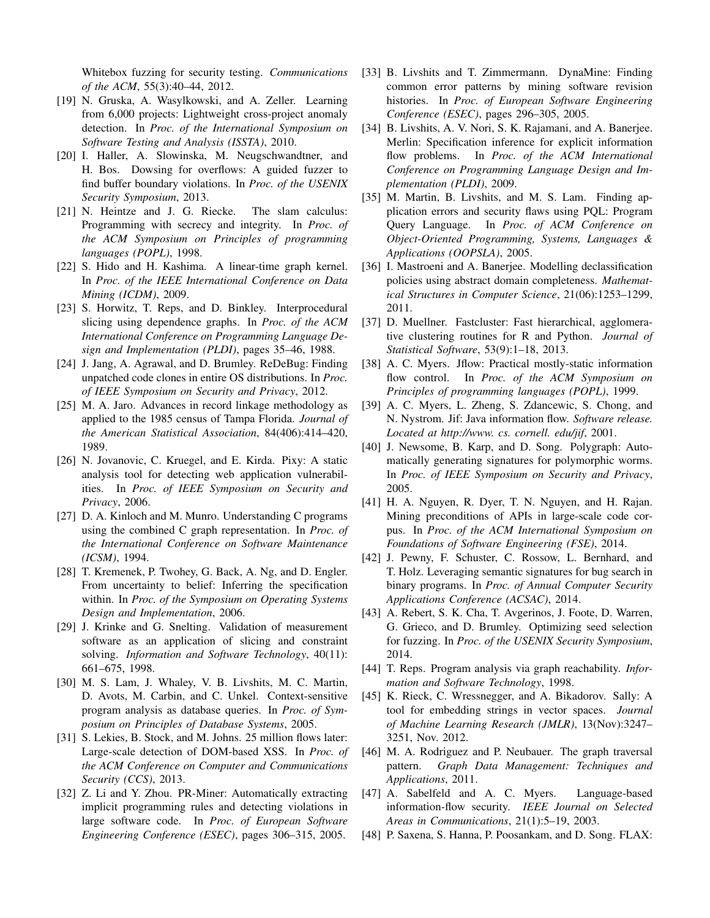Whitebox fuzzing for security testing. *Communications of the ACM*, 55(3):40–44, 2012.

[19] N. Gruska, A. Wasylkowski, and A. Zeller. Learning from 6,000 projects: Lightweight cross-project anomaly detection. In *Proc. of the International Symposium on Software Testing and Analysis (ISSTA)*, 2010.

[20] I. Haller, A. Slowinska, M. Neugschwandtner, and H. Bos. Dowsing for overflows: A guided fuzzer to find buffer boundary violations. In *Proc. of the USENIX Security Symposium*, 2013.

[21] N. Heintze and J. G. Riecke. The slam calculus: Programming with secrecy and integrity. In *Proc. of the ACM Symposium on Principles of programming languages (POPL)*, 1998.

[22] S. Hido and H. Kashima. A linear-time graph kernel. In *Proc. of the IEEE International Conference on Data Mining (ICDM)*, 2009.

[23] S. Horwitz, T. Reps, and D. Binkley. Interprocedural slicing using dependence graphs. In *Proc. of the ACM International Conference on Programming Language Design and Implementation (PLDI)*, pages 35–46, 1988.

[24] J. Jang, A. Agrawal, and D. Brumley. ReDeBug: Finding unpatched code clones in entire OS distributions. In *Proc. of IEEE Symposium on Security and Privacy*, 2012.

[25] M. A. Jaro. Advances in record linkage methodology as applied to the 1985 census of Tampa Florida. *Journal of the American Statistical Association*, 84(406):414–420, 1989.

[26] N. Jovanovic, C. Kruegel, and E. Kirda. Pixy: A static analysis tool for detecting web application vulnerabilities. In *Proc. of IEEE Symposium on Security and Privacy*, 2006.

[27] D. A. Kinloch and M. Munro. Understanding C programs using the combined C graph representation. In *Proc. of the International Conference on Software Maintenance (ICSM)*, 1994.

[28] T. Kremenek, P. Twohey, G. Back, A. Ng, and D. Engler. From uncertainty to belief: Inferring the specification within. In *Proc. of the Symposium on Operating Systems Design and Implementation*, 2006.

[29] J. Krinke and G. Snelting. Validation of measurement software as an application of slicing and constraint solving. *Information and Software Technology*, 40(11): 661–675, 1998.

[30] M. S. Lam, J. Whaley, V. B. Livshits, M. C. Martin, D. Avots, M. Carbin, and C. Unkel. Context-sensitive program analysis as database queries. In *Proc. of Symposium on Principles of Database Systems*, 2005.

[31] S. Lekies, B. Stock, and M. Johns. 25 million flows later: Large-scale detection of DOM-based XSS. In *Proc. of the ACM Conference on Computer and Communications Security (CCS)*, 2013.

[32] Z. Li and Y. Zhou. PR-Miner: Automatically extracting implicit programming rules and detecting violations in large software code. In *Proc. of European Software Engineering Conference (ESEC)*, pages 306–315, 2005.

[33] B. Livshits and T. Zimmermann. DynaMine: Finding common error patterns by mining software revision histories. In *Proc. of European Software Engineering Conference (ESEC)*, pages 296–305, 2005.

[34] B. Livshits, A. V. Nori, S. K. Rajamani, and A. Banerjee. Merlin: Specification inference for explicit information flow problems. In *Proc. of the ACM International Conference on Programming Language Design and Implementation (PLDI)*, 2009.

[35] M. Martin, B. Livshits, and M. S. Lam. Finding application errors and security flaws using PQL: Program Query Language. In *Proc. of ACM Conference on Object-Oriented Programming, Systems, Languages & Applications (OOPSLA)*, 2005.

[36] I. Mastroeni and A. Banerjee. Modelling declassification policies using abstract domain completeness. *Mathematical Structures in Computer Science*, 21(06):1253–1299, 2011.

[37] D. Muellner. Fastcluster: Fast hierarchical, agglomerative clustering routines for R and Python. *Journal of Statistical Software*, 53(9):1–18, 2013.

[38] A. C. Myers. Jflow: Practical mostly-static information flow control. In *Proc. of the ACM Symposium on Principles of programming languages (POPL)*, 1999.

[39] A. C. Myers, L. Zheng, S. Zdancewic, S. Chong, and N. Nystrom. Jif: Java information flow. *Software release. Located at http://www. cs. cornell. edu/jif*, 2001.

[40] J. Newsome, B. Karp, and D. Song. Polygraph: Automatically generating signatures for polymorphic worms. In *Proc. of IEEE Symposium on Security and Privacy*, 2005.

[41] H. A. Nguyen, R. Dyer, T. N. Nguyen, and H. Rajan. Mining preconditions of APIs in large-scale code corpus. In *Proc. of the ACM International Symposium on Foundations of Software Engineering (FSE)*, 2014.

[42] J. Pewny, F. Schuster, C. Rossow, L. Bernhard, and T. Holz. Leveraging semantic signatures for bug search in binary programs. In *Proc. of Annual Computer Security Applications Conference (ACSAC)*, 2014.

[43] A. Rebert, S. K. Cha, T. Avgerinos, J. Foote, D. Warren, G. Grieco, and D. Brumley. Optimizing seed selection for fuzzing. In *Proc. of the USENIX Security Symposium*, 2014.

[44] T. Reps. Program analysis via graph reachability. *Information and Software Technology*, 1998.

[45] K. Rieck, C. Wressnegger, and A. Bikadorov. Sally: A tool for embedding strings in vector spaces. *Journal of Machine Learning Research (JMLR)*, 13(Nov):3247–3251, Nov. 2012.

[46] M. A. Rodriguez and P. Neubauer. The graph traversal pattern. *Graph Data Management: Techniques and Applications*, 2011.

[47] A. Sabelfeld and A. C. Myers. Language-based information-flow security. *IEEE Journal on Selected Areas in Communications*, 21(1):5–19, 2003.

[48] P. Saxena, S. Hanna, P. Poosankam, and D. Song. FLAX: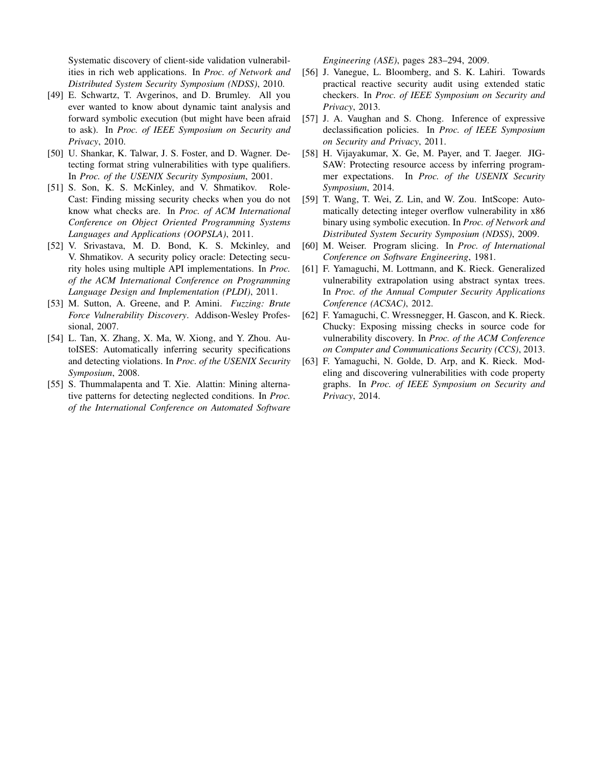Systematic discovery of client-side validation vulnerabilities in rich web applications. In *Proc. of Network and Distributed System Security Symposium (NDSS)*, 2010.

[49] E. Schwartz, T. Avgerinos, and D. Brumley. All you ever wanted to know about dynamic taint analysis and forward symbolic execution (but might have been afraid to ask). In *Proc. of IEEE Symposium on Security and Privacy*, 2010.

[50] U. Shankar, K. Talwar, J. S. Foster, and D. Wagner. Detecting format string vulnerabilities with type qualifiers. In *Proc. of the USENIX Security Symposium*, 2001.

[51] S. Son, K. S. McKinley, and V. Shmatikov. RoleCast: Finding missing security checks when you do not know what checks are. In *Proc. of ACM International Conference on Object Oriented Programming Systems Languages and Applications (OOPSLA)*, 2011.

[52] V. Srivastava, M. D. Bond, K. S. Mckinley, and V. Shmatikov. A security policy oracle: Detecting security holes using multiple API implementations. In *Proc. of the ACM International Conference on Programming Language Design and Implementation (PLDI)*, 2011.

[53] M. Sutton, A. Greene, and P. Amini. *Fuzzing: Brute Force Vulnerability Discovery*. Addison-Wesley Professional, 2007.

[54] L. Tan, X. Zhang, X. Ma, W. Xiong, and Y. Zhou. AutoISES: Automatically inferring security specifications and detecting violations. In *Proc. of the USENIX Security Symposium*, 2008.

[55] S. Thummalapenta and T. Xie. Alattin: Mining alternative patterns for detecting neglected conditions. In *Proc. of the International Conference on Automated Software Engineering (ASE)*, pages 283–294, 2009.

[56] J. Vanegue, L. Bloomberg, and S. K. Lahiri. Towards practical reactive security audit using extended static checkers. In *Proc. of IEEE Symposium on Security and Privacy*, 2013.

[57] J. A. Vaughan and S. Chong. Inference of expressive declassification policies. In *Proc. of IEEE Symposium on Security and Privacy*, 2011.

[58] H. Vijayakumar, X. Ge, M. Payer, and T. Jaeger. JIGSAW: Protecting resource access by inferring programmer expectations. In *Proc. of the USENIX Security Symposium*, 2014.

[59] T. Wang, T. Wei, Z. Lin, and W. Zou. IntScope: Automatically detecting integer overflow vulnerability in x86 binary using symbolic execution. In *Proc. of Network and Distributed System Security Symposium (NDSS)*, 2009.

[60] M. Weiser. Program slicing. In *Proc. of International Conference on Software Engineering*, 1981.

[61] F. Yamaguchi, M. Lottmann, and K. Rieck. Generalized vulnerability extrapolation using abstract syntax trees. In *Proc. of the Annual Computer Security Applications Conference (ACSAC)*, 2012.

[62] F. Yamaguchi, C. Wressnegger, H. Gascon, and K. Rieck. Chucky: Exposing missing checks in source code for vulnerability discovery. In *Proc. of the ACM Conference on Computer and Communications Security (CCS)*, 2013.

[63] F. Yamaguchi, N. Golde, D. Arp, and K. Rieck. Modeling and discovering vulnerabilities with code property graphs. In *Proc. of IEEE Symposium on Security and Privacy*, 2014.